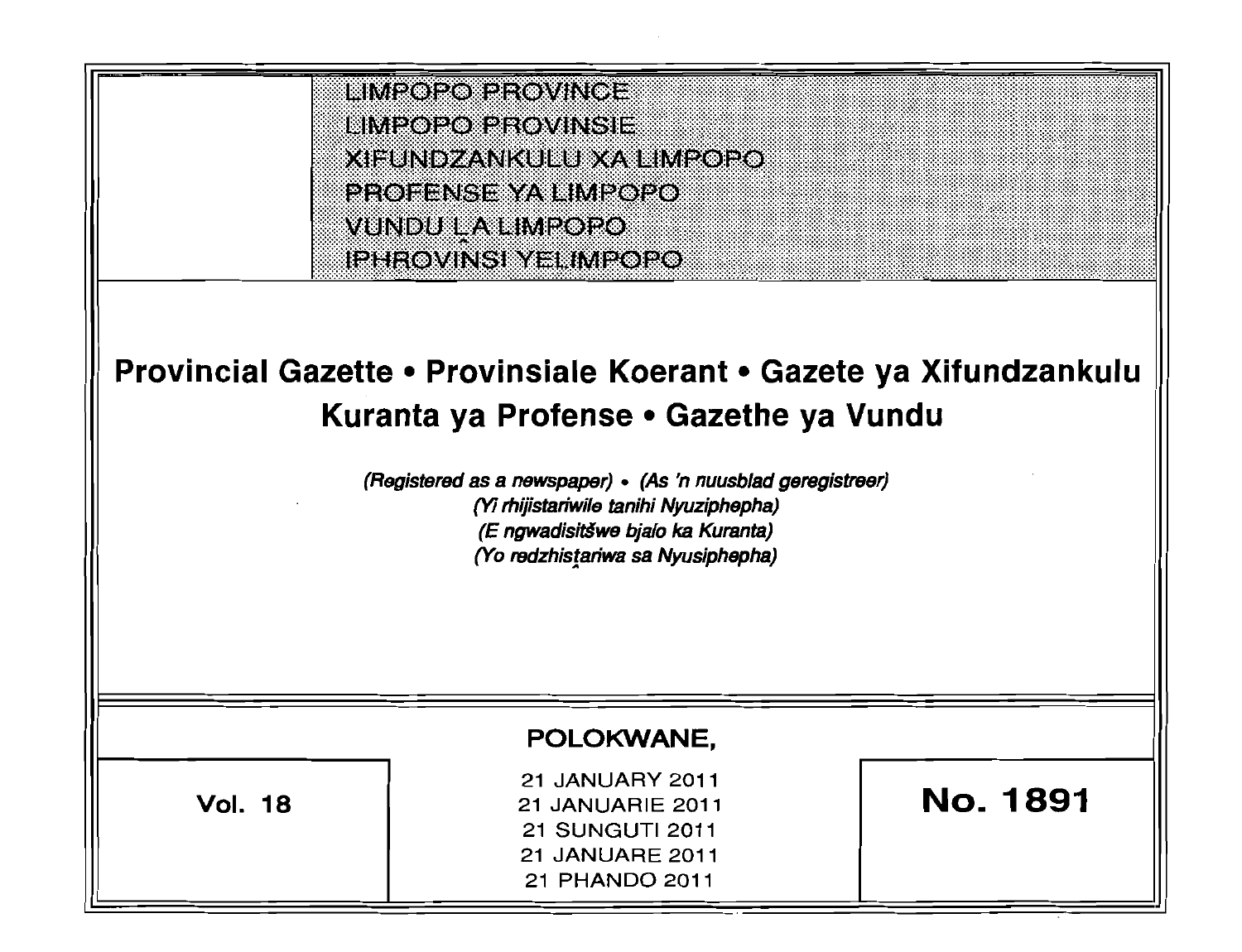LIMPOPO PROVINCE
LIMPOPO PROVINSIE
XIFUNDZANKULU XA LIMPOPO
PROFENSE YA LIMPOPO
VUNDU LA LIMPOPO
IPHROVINSI YELIMPOPO

# Provincial Gazette • Provinsiale Koerant • Gazete ya Xifundzankulu Kuranta ya Profense • Gazethe ya Vundu

*(Registered as a newspaper) • (As 'n nuusblad geregistreer)*
*(Yi rhijistariwile tanihi Nyuziphepha)*
*(E ngwadisitšwe bjalo ka Kuranta)*
*(Yo redzhistariwa sa Nyusiphepha)*

**POLOKWANE,**

**Vol. 18**

21 JANUARY 2011
21 JANUARIE 2011
21 SUNGUTI 2011
21 JANUARE 2011
21 PHANDO 2011

**No. 1891**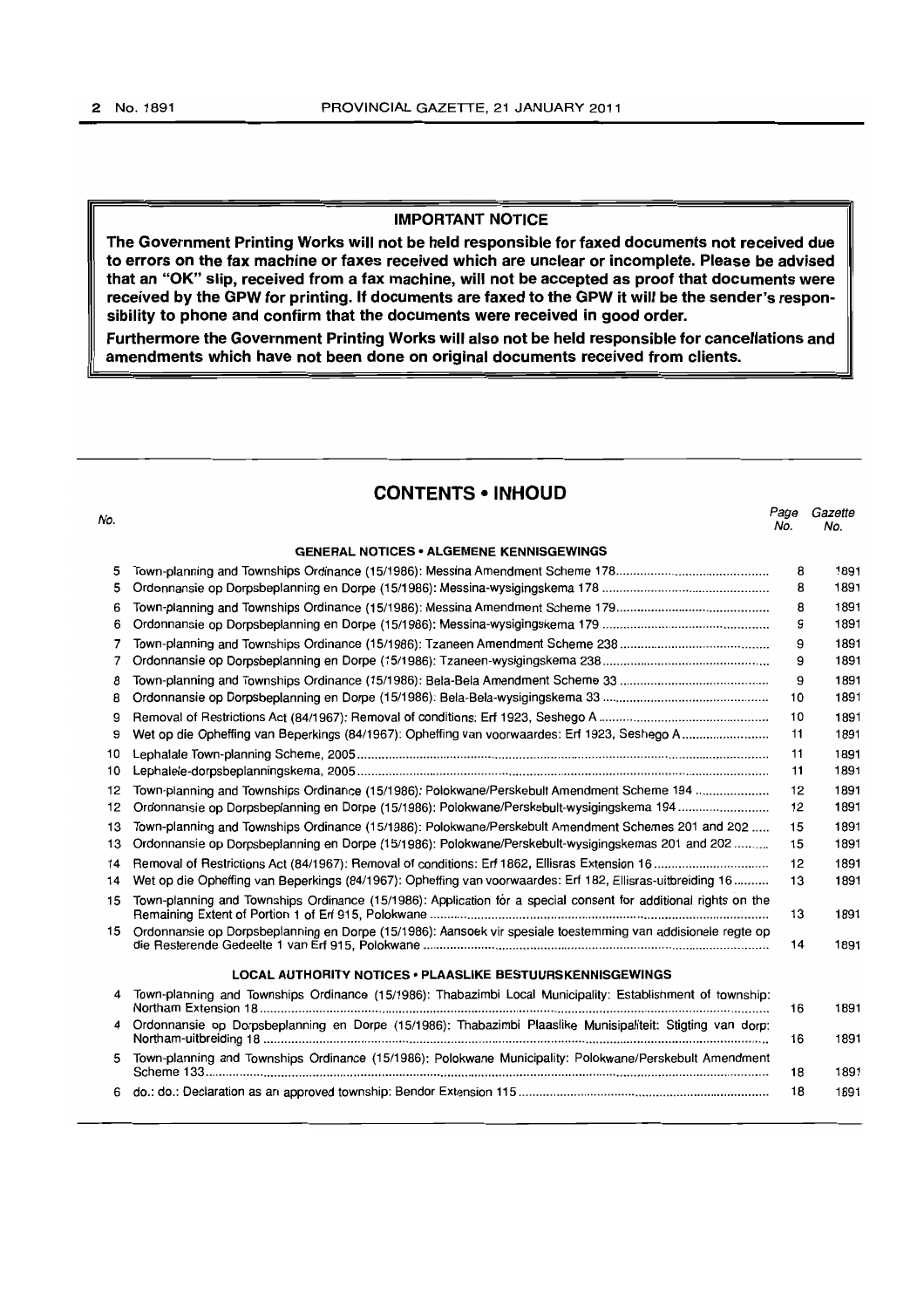**IMPORTANT NOTICE**

**The Government Printing Works will not be held responsible for faxed documents not received due to errors on the fax machine or faxes received which are unclear or incomplete. Please be advised that an "OK" slip, received from a fax machine, will not be accepted as proof that documents were received by the GPW for printing. If documents are faxed to the GPW it will be the sender's responsibility to phone and confirm that the documents were received in good order.**

**Furthermore the Government Printing Works will also not be held responsible for cancellations and amendments which have not been done on original documents received from clients.**

## CONTENTS • INHOUD

| No. | | Page No. | Gazette No. |
|---|---|---|---|
| | **GENERAL NOTICES • ALGEMENE KENNISGEWINGS** | | |
| 5 | Town-planning and Townships Ordinance (15/1986): Messina Amendment Scheme 178 | 8 | 1891 |
| 5 | Ordonnansie op Dorpsbeplanning en Dorpe (15/1986): Messina-wysigingskema 178 | 8 | 1891 |
| 6 | Town-planning and Townships Ordinance (15/1986): Messina Amendment Scheme 179 | 8 | 1891 |
| 6 | Ordonnansie op Dorpsbeplanning en Dorpe (15/1986): Messina-wysigingskema 179 | 9 | 1891 |
| 7 | Town-planning and Townships Ordinance (15/1986): Tzaneen Amendment Scheme 238 | 9 | 1891 |
| 7 | Ordonnansie op Dorpsbeplanning en Dorpe (15/1986): Tzaneen-wysigingskema 238 | 9 | 1891 |
| 8 | Town-planning and Townships Ordinance (15/1986): Bela-Bela Amendment Scheme 33 | 9 | 1891 |
| 8 | Ordonnansie op Dorpsbeplanning en Dorpe (15/1986): Bela-Bela-wysigingskema 33 | 10 | 1891 |
| 9 | Removal of Restrictions Act (84/1967): Removal of conditions: Erf 1923, Seshego A | 10 | 1891 |
| 9 | Wet op die Opheffing van Beperkings (84/1967): Opheffing van voorwaardes: Erf 1923, Seshego A | 11 | 1891 |
| 10 | Lephalale Town-planning Scheme, 2005 | 11 | 1891 |
| 10 | Lephalele-dorpsbeplanningskema, 2005 | 11 | 1891 |
| 12 | Town-planning and Townships Ordinance (15/1986): Polokwane/Perskebult Amendment Scheme 194 | 12 | 1891 |
| 12 | Ordonnansie op Dorpsbeplanning en Dorpe (15/1986): Polokwane/Perskebult-wysigingskema 194 | 12 | 1891 |
| 13 | Town-planning and Townships Ordinance (15/1986): Polokwane/Perskebult Amendment Schemes 201 and 202 | 15 | 1891 |
| 13 | Ordonnansie op Dorpsbeplanning en Dorpe (15/1986): Polokwane/Perskebult-wysigingskemas 201 and 202 | 15 | 1891 |
| 14 | Removal of Restrictions Act (84/1967): Removal of conditions: Erf 1862, Ellisras Extension 16 | 12 | 1891 |
| 14 | Wet op die Opheffing van Beperkings (84/1967): Opheffing van voorwaardes: Erf 182, Ellisras-uitbreiding 16 | 13 | 1891 |
| 15 | Town-planning and Townships Ordinance (15/1986): Application for a special consent for additional rights on the Remaining Extent of Portion 1 of Erf 915, Polokwane | 13 | 1891 |
| 15 | Ordonnansie op Dorpsbeplanning en Dorpe (15/1986): Aansoek vir spesiale toestemming van addisionele regte op die Resterende Gedeelte 1 van Erf 915, Polokwane | 14 | 1891 |
| | **LOCAL AUTHORITY NOTICES • PLAASLIKE BESTUURSKENNISGEWINGS** | | |
| 4 | Town-planning and Townships Ordinance (15/1986): Thabazimbi Local Municipality: Establishment of township: Northam Extension 18 | 16 | 1891 |
| 4 | Ordonnansie op Dorpsbeplanning en Dorpe (15/1986): Thabazimbi Plaaslike Munisipaliteit: Stigting van dorp: Northam-uitbreiding 18 | 16 | 1891 |
| 5 | Town-planning and Townships Ordinance (15/1986): Polokwane Municipality: Polokwane/Perskebult Amendment Scheme 133 | 18 | 1891 |
| 6 | do.: do.: Declaration as an approved township: Bendor Extension 115 | 18 | 1891 |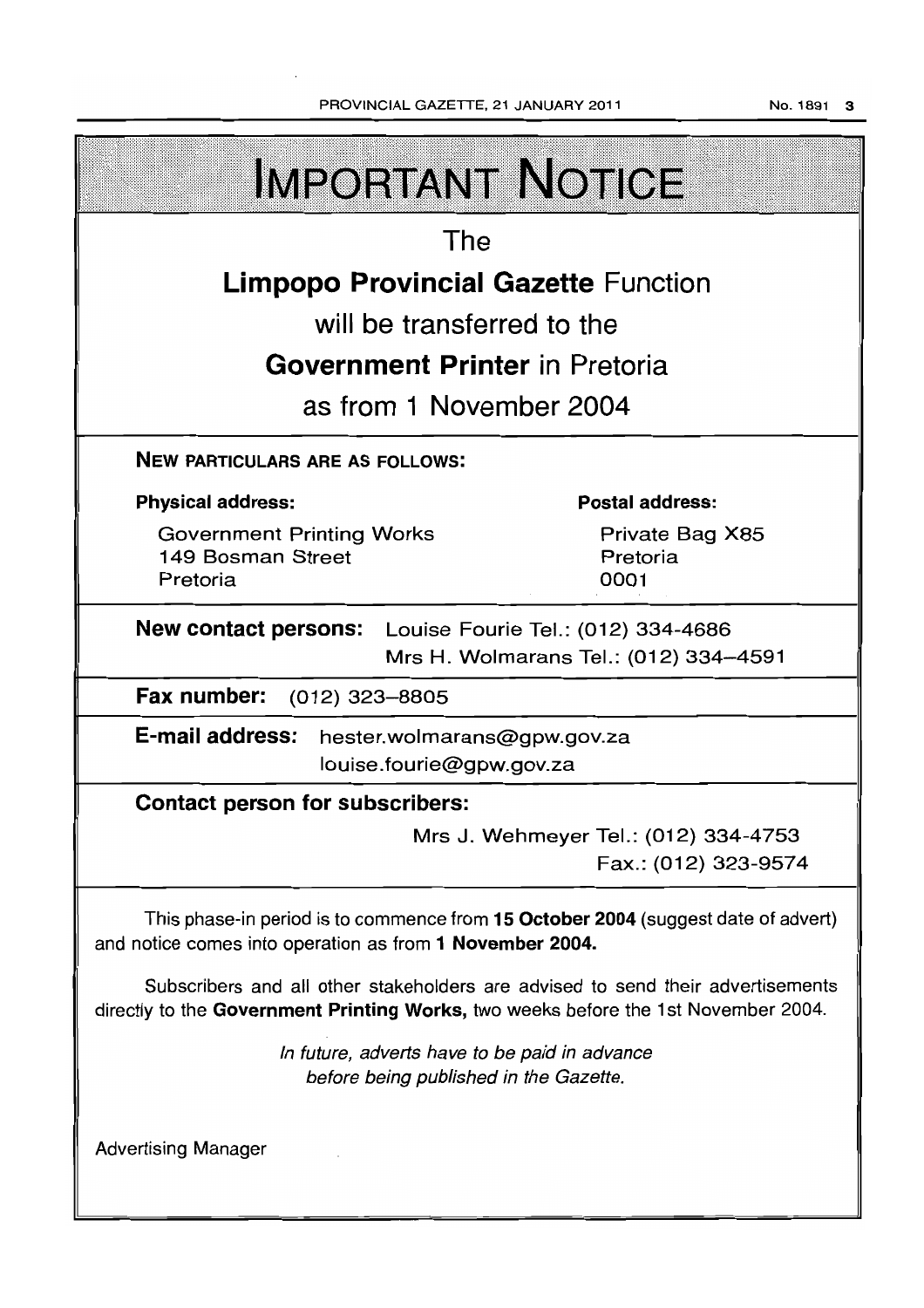# IMPORTANT NOTICE

The

**Limpopo Provincial Gazette** Function

will be transferred to the

**Government Printer** in Pretoria

as from 1 November 2004

**NEW PARTICULARS ARE AS FOLLOWS:**

**Physical address:**

Government Printing Works
149 Bosman Street
Pretoria

**Postal address:**

Private Bag X85
Pretoria
0001

**New contact persons:** Louise Fourie Tel.: (012) 334-4686
Mrs H. Wolmarans Tel.: (012) 334–4591

**Fax number:** (012) 323–8805

**E-mail address:** hester.wolmarans@gpw.gov.za
louise.fourie@gpw.gov.za

**Contact person for subscribers:**

Mrs J. Wehmeyer Tel.: (012) 334-4753
Fax.: (012) 323-9574

This phase-in period is to commence from **15 October 2004** (suggest date of advert) and notice comes into operation as from **1 November 2004.**

Subscribers and all other stakeholders are advised to send their advertisements directly to the **Government Printing Works,** two weeks before the 1st November 2004.

*In future, adverts have to be paid in advance before being published in the Gazette.*

Advertising Manager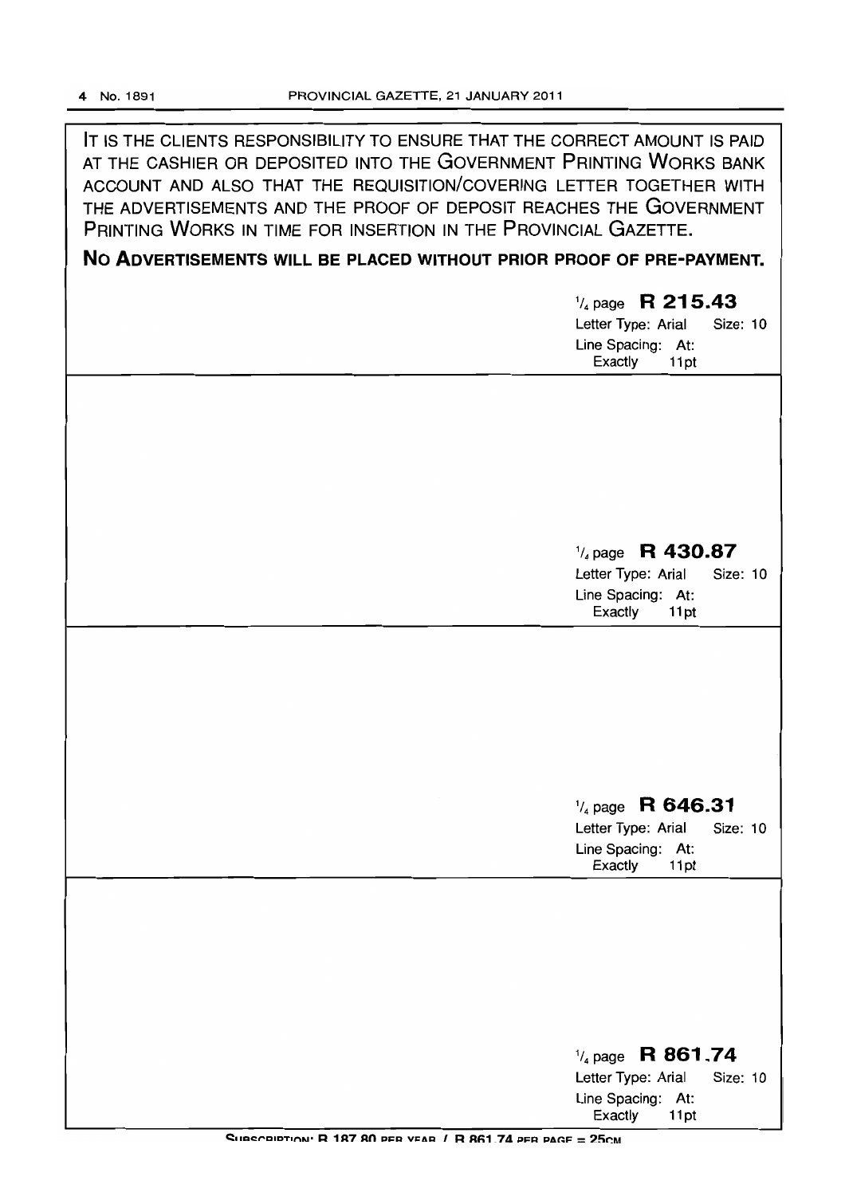IT IS THE CLIENTS RESPONSIBILITY TO ENSURE THAT THE CORRECT AMOUNT IS PAID AT THE CASHIER OR DEPOSITED INTO THE GOVERNMENT PRINTING WORKS BANK ACCOUNT AND ALSO THAT THE REQUISITION/COVERING LETTER TOGETHER WITH THE ADVERTISEMENTS AND THE PROOF OF DEPOSIT REACHES THE GOVERNMENT PRINTING WORKS IN TIME FOR INSERTION IN THE PROVINCIAL GAZETTE.

**NO ADVERTISEMENTS WILL BE PLACED WITHOUT PRIOR PROOF OF PRE-PAYMENT.**

1/4 page **R 215.43**
Letter Type: Arial Size: 10
Line Spacing: At: Exactly 11pt

---

1/4 page **R 430.87**
Letter Type: Arial Size: 10
Line Spacing: At: Exactly 11pt

---

1/4 page **R 646.31**
Letter Type: Arial Size: 10
Line Spacing: At: Exactly 11pt

---

1/4 page **R 861.74**
Letter Type: Arial Size: 10
Line Spacing: At: Exactly 11pt

SUBSCRIPTION: R 187.80 PER YEAR / R 861.74 PER PAGE = 25CM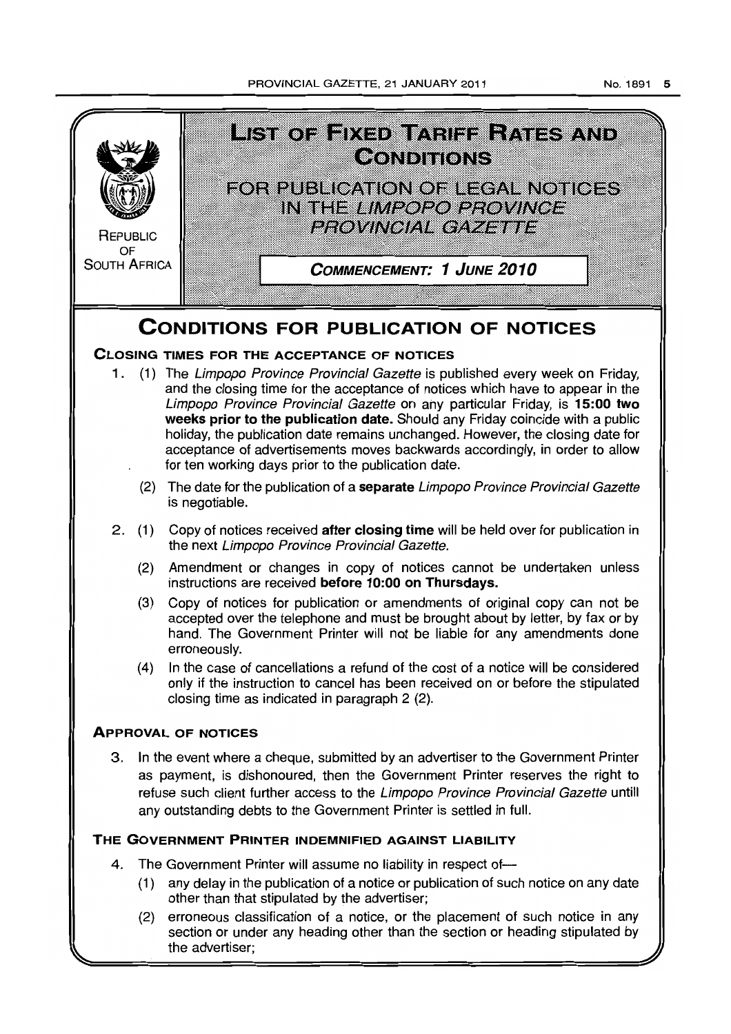# LIST OF FIXED TARIFF RATES AND CONDITIONS

## FOR PUBLICATION OF LEGAL NOTICES IN THE *LIMPOPO PROVINCE PROVINCIAL GAZETTE*

REPUBLIC OF SOUTH AFRICA

***COMMENCEMENT: 1 JUNE 2010***

# CONDITIONS FOR PUBLICATION OF NOTICES

## CLOSING TIMES FOR THE ACCEPTANCE OF NOTICES

1. (1) The *Limpopo Province Provincial Gazette* is published every week on Friday, and the closing time for the acceptance of notices which have to appear in the *Limpopo Province Provincial Gazette* on any particular Friday, is **15:00 two weeks prior to the publication date.** Should any Friday coincide with a public holiday, the publication date remains unchanged. However, the closing date for acceptance of advertisements moves backwards accordingly, in order to allow for ten working days prior to the publication date.

   (2) The date for the publication of a **separate** *Limpopo Province Provincial Gazette* is negotiable.

2. (1) Copy of notices received **after closing time** will be held over for publication in the next *Limpopo Province Provincial Gazette.*

   (2) Amendment or changes in copy of notices cannot be undertaken unless instructions are received **before 10:00 on Thursdays.**

   (3) Copy of notices for publication or amendments of original copy can not be accepted over the telephone and must be brought about by letter, by fax or by hand. The Government Printer will not be liable for any amendments done erroneously.

   (4) In the case of cancellations a refund of the cost of a notice will be considered only if the instruction to cancel has been received on or before the stipulated closing time as indicated in paragraph 2 (2).

## APPROVAL OF NOTICES

3. In the event where a cheque, submitted by an advertiser to the Government Printer as payment, is dishonoured, then the Government Printer reserves the right to refuse such client further access to the *Limpopo Province Provincial Gazette* untill any outstanding debts to the Government Printer is settled in full.

## THE GOVERNMENT PRINTER INDEMNIFIED AGAINST LIABILITY

4. The Government Printer will assume no liability in respect of—

   (1) any delay in the publication of a notice or publication of such notice on any date other than that stipulated by the advertiser;

   (2) erroneous classification of a notice, or the placement of such notice in any section or under any heading other than the section or heading stipulated by the advertiser;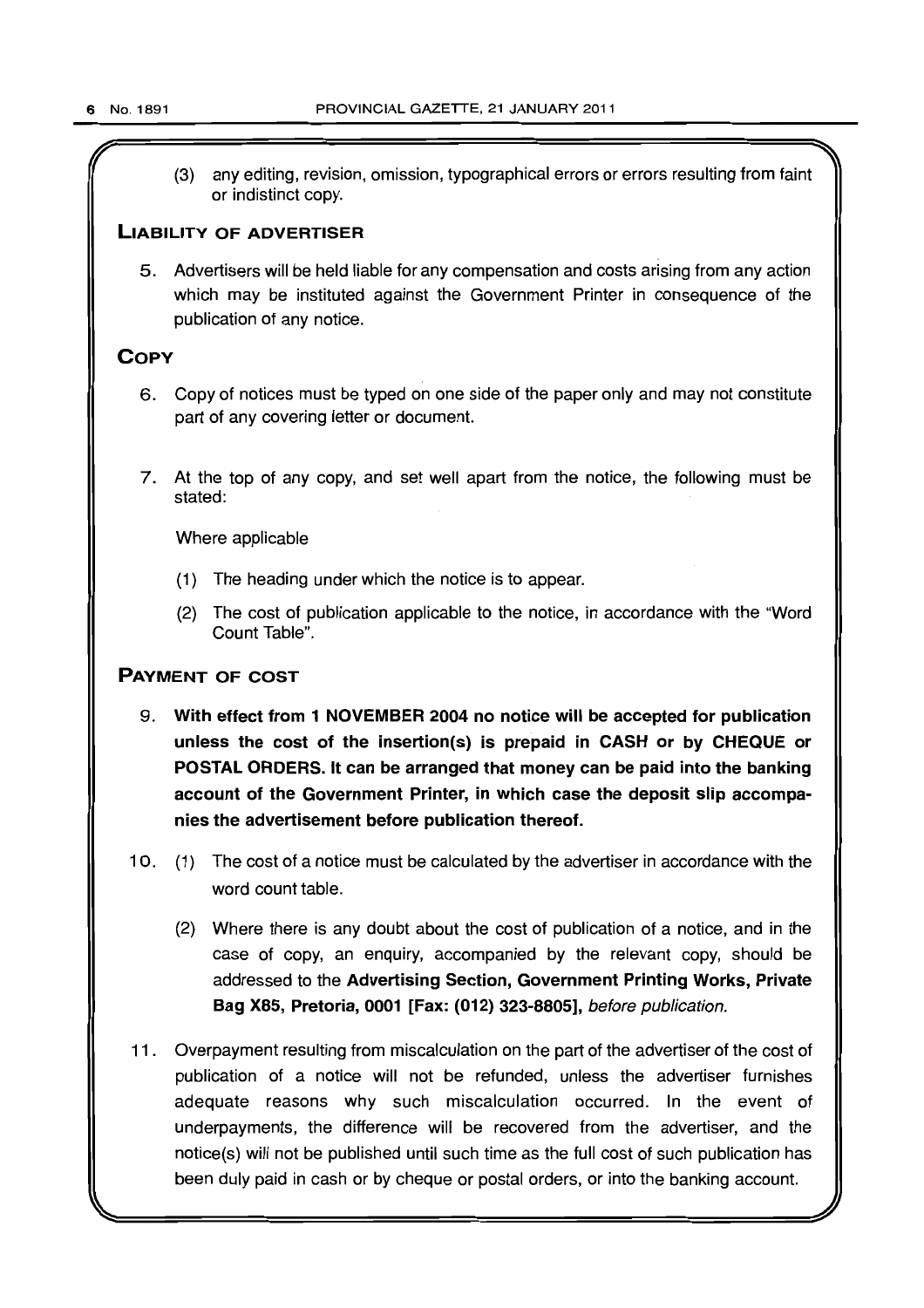(3) any editing, revision, omission, typographical errors or errors resulting from faint or indistinct copy.

## LIABILITY OF ADVERTISER

5. Advertisers will be held liable for any compensation and costs arising from any action which may be instituted against the Government Printer in consequence of the publication of any notice.

## COPY

6. Copy of notices must be typed on one side of the paper only and may not constitute part of any covering letter or document.

7. At the top of any copy, and set well apart from the notice, the following must be stated:

   Where applicable

   (1) The heading under which the notice is to appear.

   (2) The cost of publication applicable to the notice, in accordance with the "Word Count Table".

## PAYMENT OF COST

9. **With effect from 1 NOVEMBER 2004 no notice will be accepted for publication unless the cost of the insertion(s) is prepaid in CASH or by CHEQUE or POSTAL ORDERS. It can be arranged that money can be paid into the banking account of the Government Printer, in which case the deposit slip accompanies the advertisement before publication thereof.**

10. (1) The cost of a notice must be calculated by the advertiser in accordance with the word count table.

    (2) Where there is any doubt about the cost of publication of a notice, and in the case of copy, an enquiry, accompanied by the relevant copy, should be addressed to the **Advertising Section, Government Printing Works, Private Bag X85, Pretoria, 0001 [Fax: (012) 323-8805],** *before publication.*

11. Overpayment resulting from miscalculation on the part of the advertiser of the cost of publication of a notice will not be refunded, unless the advertiser furnishes adequate reasons why such miscalculation occurred. In the event of underpayments, the difference will be recovered from the advertiser, and the notice(s) will not be published until such time as the full cost of such publication has been duly paid in cash or by cheque or postal orders, or into the banking account.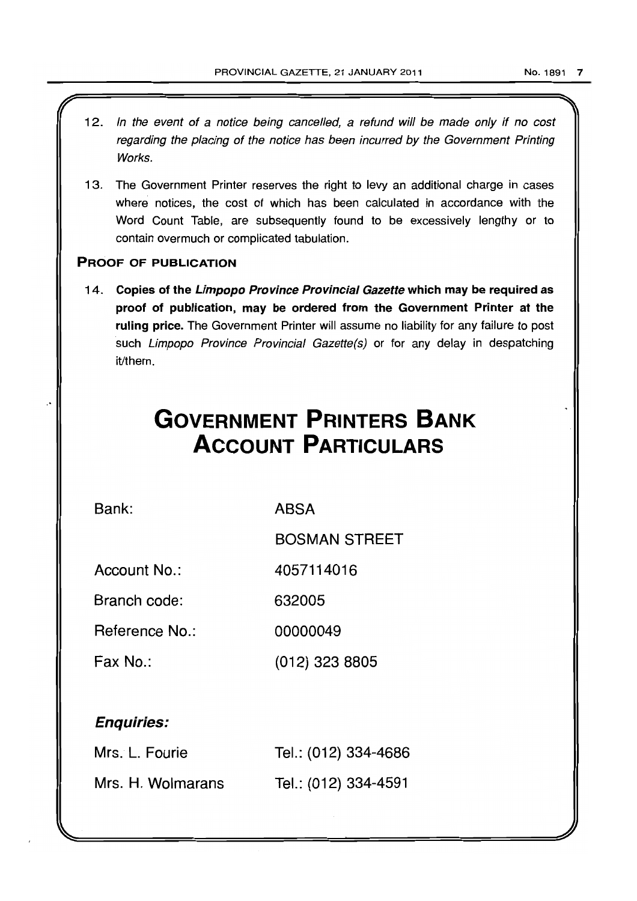12. *In the event of a notice being cancelled, a refund will be made only if no cost regarding the placing of the notice has been incurred by the Government Printing Works.*

13. The Government Printer reserves the right to levy an additional charge in cases where notices, the cost of which has been calculated in accordance with the Word Count Table, are subsequently found to be excessively lengthy or to contain overmuch or complicated tabulation.

**PROOF OF PUBLICATION**

14. **Copies of the *Limpopo Province Provincial Gazette* which may be required as proof of publication, may be ordered from the Government Printer at the ruling price.** The Government Printer will assume no liability for any failure to post such *Limpopo Province Provincial Gazette(s)* or for any delay in despatching it/them.

# GOVERNMENT PRINTERS BANK ACCOUNT PARTICULARS

| | |
|---|---|
| Bank: | ABSA |
| | BOSMAN STREET |
| Account No.: | 4057114016 |
| Branch code: | 632005 |
| Reference No.: | 00000049 |
| Fax No.: | (012) 323 8805 |

***Enquiries:***

| | |
|---|---|
| Mrs. L. Fourie | Tel.: (012) 334-4686 |
| Mrs. H. Wolmarans | Tel.: (012) 334-4591 |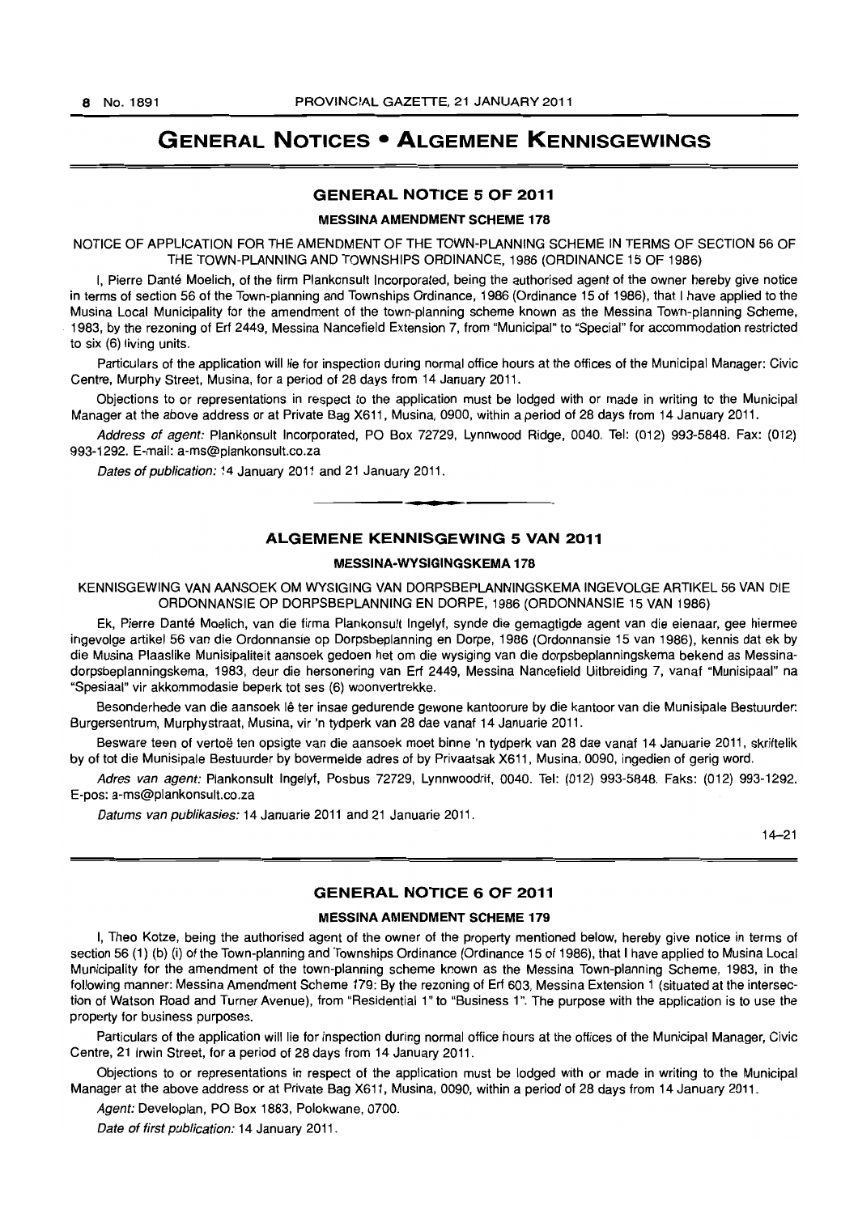# GENERAL NOTICES • ALGEMENE KENNISGEWINGS

## GENERAL NOTICE 5 OF 2011

### MESSINA AMENDMENT SCHEME 178

NOTICE OF APPLICATION FOR THE AMENDMENT OF THE TOWN-PLANNING SCHEME IN TERMS OF SECTION 56 OF THE TOWN-PLANNING AND TOWNSHIPS ORDINANCE, 1986 (ORDINANCE 15 OF 1986)

I, Pierre Danté Moelich, of the firm Plankonsult Incorporated, being the authorised agent of the owner hereby give notice in terms of section 56 of the Town-planning and Townships Ordinance, 1986 (Ordinance 15 of 1986), that I have applied to the Musina Local Municipality for the amendment of the town-planning scheme known as the Messina Town-planning Scheme, 1983, by the rezoning of Erf 2449, Messina Nancefield Extension 7, from "Municipal" to "Special" for accommodation restricted to six (6) living units.

Particulars of the application will lie for inspection during normal office hours at the offices of the Municipal Manager: Civic Centre, Murphy Street, Musina, for a period of 28 days from 14 January 2011.

Objections to or representations in respect to the application must be lodged with or made in writing to the Municipal Manager at the above address or at Private Bag X611, Musina, 0900, within a period of 28 days from 14 January 2011.

*Address of agent:* Plankonsult Incorporated, PO Box 72729, Lynnwood Ridge, 0040. Tel: (012) 993-5848. Fax: (012) 993-1292. E-mail: a-ms@plankonsult.co.za

*Dates of publication:* 14 January 2011 and 21 January 2011.

---

## ALGEMENE KENNISGEWING 5 VAN 2011

### MESSINA-WYSIGINGSKEMA 178

KENNISGEWING VAN AANSOEK OM WYSIGING VAN DORPSBEPLANNINGSKEMA INGEVOLGE ARTIKEL 56 VAN DIE ORDONNANSIE OP DORPSBEPLANNING EN DORPE, 1986 (ORDONNANSIE 15 VAN 1986)

Ek, Pierre Danté Moelich, van die firma Plankonsult Ingelyf, synde die gemagtigde agent van die eienaar, gee hiermee ingevolge artikel 56 van die Ordonnansie op Dorpsbeplanning en Dorpe, 1986 (Ordonnansie 15 van 1986), kennis dat ek by die Musina Plaaslike Munisipaliteit aansoek gedoen het om die wysiging van die dorpsbeplanningskema bekend as Messina-dorpsbeplanningskema, 1983, deur die hersonering van Erf 2449, Messina Nancefield Uitbreiding 7, vanaf "Munisipaal" na "Spesiaal" vir akkommodasie beperk tot ses (6) woonvertrekke.

Besonderhede van die aansoek lê ter insae gedurende gewone kantoorure by die kantoor van die Munisipale Bestuurder: Burgersentrum, Murphystraat, Musina, vir 'n tydperk van 28 dae vanaf 14 Januarie 2011.

Besware teen of vertoë ten opsigte van die aansoek moet binne 'n tydperk van 28 dae vanaf 14 Januarie 2011, skriftelik by of tot die Munisipale Bestuurder by bovermelde adres of by Privaatsak X611, Musina, 0090, ingedien of gerig word.

*Adres van agent:* Plankonsult Ingelyf, Posbus 72729, Lynnwoodrif, 0040. Tel: (012) 993-5848. Faks: (012) 993-1292. E-pos: a-ms@plankonsult.co.za

*Datums van publikasies:* 14 Januarie 2011 and 21 Januarie 2011.

14–21

---

## GENERAL NOTICE 6 OF 2011

### MESSINA AMENDMENT SCHEME 179

I, Theo Kotze, being the authorised agent of the owner of the property mentioned below, hereby give notice in terms of section 56 (1) (b) (i) of the Town-planning and Townships Ordinance (Ordinance 15 of 1986), that I have applied to Musina Local Municipality for the amendment of the town-planning scheme known as the Messina Town-planning Scheme, 1983, in the following manner: Messina Amendment Scheme 179: By the rezoning of Erf 603, Messina Extension 1 (situated at the intersection of Watson Road and Turner Avenue), from "Residential 1" to "Business 1". The purpose with the application is to use the property for business purposes.

Particulars of the application will lie for inspection during normal office hours at the offices of the Municipal Manager, Civic Centre, 21 Irwin Street, for a period of 28 days from 14 January 2011.

Objections to or representations in respect of the application must be lodged with or made in writing to the Municipal Manager at the above address or at Private Bag X611, Musina, 0090, within a period of 28 days from 14 January 2011.

*Agent:* Developlan, PO Box 1883, Polokwane, 0700.

*Date of first publication:* 14 January 2011.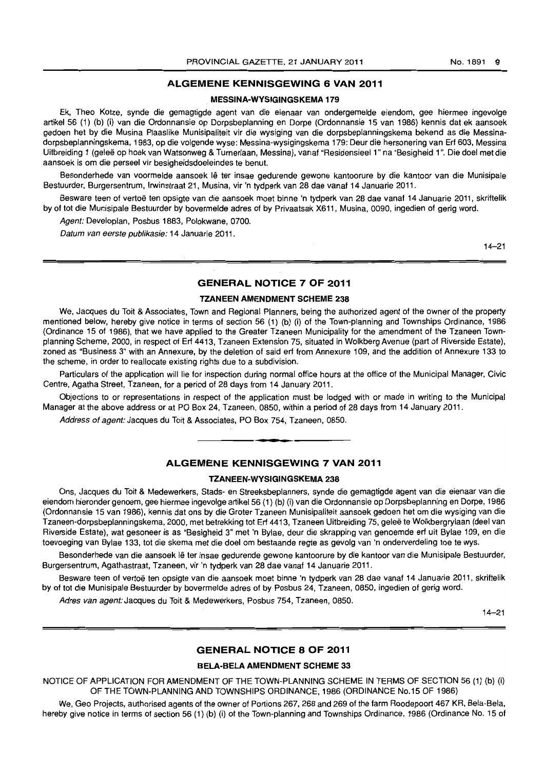## ALGEMENE KENNISGEWING 6 VAN 2011

### MESSINA-WYSIGINGSKEMA 179

Ek, Theo Kotze, synde die gemagtigde agent van die eienaar van ondergemelde eiendom, gee hiermee ingevolge artikel 56 (1) (b) (i) van die Ordonnansie op Dorpsbeplanning en Dorpe (Ordonnansie 15 van 1986) kennis dat ek aansoek gedoen het by die Musina Plaaslike Munisipaliteit vir die wysiging van die dorpsbeplanningskema bekend as die Messina-dorpsbeplanningskema, 1983, op die volgende wyse: Messina-wysigingskema 179: Deur die hersonering van Erf 603, Messina Uitbreiding 1 (geleë op hoek van Watsonweg & Turnerlaan, Messina), vanaf "Residensieel 1" na "Besigheid 1". Die doel met die aansoek is om die perseel vir besigheidsdoeleindes te benut.

Besonderhede van voormelde aansoek lê ter insae gedurende gewone kantoorure by die kantoor van die Munisipale Bestuurder, Burgersentrum, Irwinstraat 21, Musina, vir 'n tydperk van 28 dae vanaf 14 Januarie 2011.

Besware teen of vertoë ten opsigte van die aansoek moet binne 'n tydperk van 28 dae vanaf 14 Januarie 2011, skriftelik by of tot die Munisipale Bestuurder by bovermelde adres of by Privaatsak X611, Musina, 0090, ingedien of gerig word.

*Agent:* Developlan, Posbus 1883, Polokwane, 0700.

*Datum van eerste publikasie:* 14 Januarie 2011.

14–21

## GENERAL NOTICE 7 OF 2011

### TZANEEN AMENDMENT SCHEME 238

We, Jacques du Toit & Associates, Town and Regional Planners, being the authorized agent of the owner of the property mentioned below, hereby give notice in terms of section 56 (1) (b) (i) of the Town-planning and Townships Ordinance, 1986 (Ordinance 15 of 1986), that we have applied to the Greater Tzaneen Municipality for the amendment of the Tzaneen Town-planning Scheme, 2000, in respect of Erf 4413, Tzaneen Extension 75, situated in Wolkberg Avenue (part of Riverside Estate), zoned as "Business 3" with an Annexure, by the deletion of said erf from Annexure 109, and the addition of Annexure 133 to the scheme, in order to reallocate existing rights due to a subdivision.

Particulars of the application will lie for inspection during normal office hours at the office of the Municipal Manager, Civic Centre, Agatha Street, Tzaneen, for a period of 28 days from 14 January 2011.

Objections to or representations in respect of the application must be lodged with or made in writing to the Municipal Manager at the above address or at PO Box 24, Tzaneen, 0850, within a period of 28 days from 14 January 2011.

*Address of agent:* Jacques du Toit & Associates, PO Box 754, Tzaneen, 0850.

## ALGEMENE KENNISGEWING 7 VAN 2011

### TZANEEN-WYSIGINGSKEMA 238

Ons, Jacques du Toit & Medewerkers, Stads- en Streeksbeplanners, synde die gemagtigde agent van die eienaar van die eiendom hieronder genoem, gee hiermee ingevolge artikel 56 (1) (b) (i) van die Ordonnansie op Dorpsbeplanning en Dorpe, 1986 (Ordonnansie 15 van 1986), kennis dat ons by die Groter Tzaneen Munisipaliteit aansoek gedoen het om die wysiging van die Tzaneen-dorpsbeplanningskema, 2000, met betrekking tot Erf 4413, Tzaneen Uitbreiding 75, geleë te Wolkbergrylaan (deel van Riverside Estate), wat gesoneer is as "Besigheid 3" met 'n Bylae, deur die skrapping van genoemde erf uit Bylae 109, en die toevoeging van Bylae 133, tot die skema met die doel om bestaande regte as gevolg van 'n onderverdeling toe te wys.

Besonderhede van die aansoek lê ter insae gedurende gewone kantoorure by die kantoor van die Munisipale Bestuurder, Burgersentrum, Agathastraat, Tzaneen, vir 'n tydperk van 28 dae vanaf 14 Januarie 2011.

Besware teen of vertoë ten opsigte van die aansoek moet binne 'n tydperk van 28 dae vanaf 14 Januarie 2011, skriftelik by of tot die Munisipale Bestuurder by bovermelde adres of by Posbus 24, Tzaneen, 0850, ingedien of gerig word.

*Adres van agent:* Jacques du Toit & Medewerkers, Posbus 754, Tzaneen, 0850.

14–21

## GENERAL NOTICE 8 OF 2011

### BELA-BELA AMENDMENT SCHEME 33

NOTICE OF APPLICATION FOR AMENDMENT OF THE TOWN-PLANNING SCHEME IN TERMS OF SECTION 56 (1) (b) (i) OF THE TOWN-PLANNING AND TOWNSHIPS ORDINANCE, 1986 (ORDINANCE No.15 OF 1986)

We, Geo Projects, authorised agents of the owner of Portions 267, 268 and 269 of the farm Roodepoort 467 KR, Bela-Bela, hereby give notice in terms of section 56 (1) (b) (i) of the Town-planning and Townships Ordinance, 1986 (Ordinance No. 15 of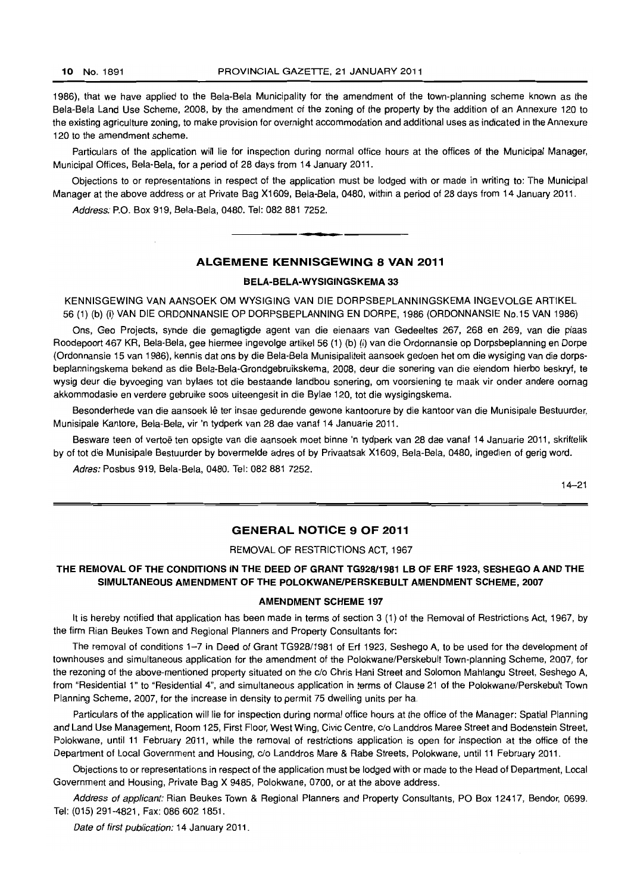1986), that we have applied to the Bela-Bela Municipality for the amendment of the town-planning scheme known as the Bela-Bela Land Use Scheme, 2008, by the amendment of the zoning of the property by the addition of an Annexure 120 to the existing agriculture zoning, to make provision for overnight accommodation and additional uses as indicated in the Annexure 120 to the amendment scheme.

Particulars of the application will lie for inspection during normal office hours at the offices of the Municipal Manager, Municipal Offices, Bela-Bela, for a period of 28 days from 14 January 2011.

Objections to or representations in respect of the application must be lodged with or made in writing to: The Municipal Manager at the above address or at Private Bag X1609, Bela-Bela, 0480, within a period of 28 days from 14 January 2011.

*Address:* P.O. Box 919, Bela-Bela, 0480. Tel: 082 881 7252.

## ALGEMENE KENNISGEWING 8 VAN 2011

### BELA-BELA-WYSIGINGSKEMA 33

KENNISGEWING VAN AANSOEK OM WYSIGING VAN DIE DORPSBEPLANNINGSKEMA INGEVOLGE ARTIKEL 56 (1) (b) (i) VAN DIE ORDONNANSIE OP DORPSBEPLANNING EN DORPE, 1986 (ORDONNANSIE No.15 VAN 1986)

Ons, Geo Projects, synde die gemagtigde agent van die eienaars van Gedeeltes 267, 268 en 269, van die plaas Roodepoort 467 KR, Bela-Bela, gee hiermee ingevolge artikel 56 (1) (b) (i) van die Ordonnansie op Dorpsbeplanning en Dorpe (Ordonnansie 15 van 1986), kennis dat ons by die Bela-Bela Munisipaliteit aansoek gedoen het om die wysiging van die dorpsbeplanningskema bekend as die Bela-Bela-Grondgebruikskema, 2008, deur die sonering van die eiendom hierbo beskryf, te wysig deur die byvoeging van bylaes tot die bestaande landbou sonering, om voorsiening te maak vir onder andere oornag akkommodasie en verdere gebruike soos uiteengesit in die Bylae 120, tot die wysigingskema.

Besonderhede van die aansoek lê ter insae gedurende gewone kantoorure by die kantoor van die Munisipale Bestuurder, Munisipale Kantore, Bela-Bela, vir 'n tydperk van 28 dae vanaf 14 Januarie 2011.

Besware teen of vertoë ten opsigte van die aansoek moet binne 'n tydperk van 28 dae vanaf 14 Januarie 2011, skriftelik by of tot die Munisipale Bestuurder by bovermelde adres of by Privaatsak X1609, Bela-Bela, 0480, ingedien of gerig word.

*Adres:* Posbus 919, Bela-Bela, 0480. Tel: 082 881 7252.

14–21

## GENERAL NOTICE 9 OF 2011

REMOVAL OF RESTRICTIONS ACT, 1967

**THE REMOVAL OF THE CONDITIONS IN THE DEED OF GRANT TG928/1981 LB OF ERF 1923, SESHEGO A AND THE SIMULTANEOUS AMENDMENT OF THE POLOKWANE/PERSKEBULT AMENDMENT SCHEME, 2007**

### AMENDMENT SCHEME 197

It is hereby notified that application has been made in terms of section 3 (1) of the Removal of Restrictions Act, 1967, by the firm Rian Beukes Town and Regional Planners and Property Consultants for:

The removal of conditions 1–7 in Deed of Grant TG928/1981 of Erf 1923, Seshego A, to be used for the development of townhouses and simultaneous application for the amendment of the Polokwane/Perskebult Town-planning Scheme, 2007, for the rezoning of the above-mentioned property situated on the c/o Chris Hani Street and Solomon Mahlangu Street, Seshego A, from "Residential 1" to "Residential 4", and simultaneous application in terms of Clause 21 of the Polokwane/Perskebult Town Planning Scheme, 2007, for the increase in density to permit 75 dwelling units per ha.

Particulars of the application will lie for inspection during normal office hours at the office of the Manager: Spatial Planning and Land Use Management, Room 125, First Floor, West Wing, Civic Centre, c/o Landdros Maree Street and Bodenstein Street, Polokwane, until 11 February 2011, while the removal of restrictions application is open for inspection at the office of the Department of Local Government and Housing, c/o Landdros Mare & Rabe Streets, Polokwane, until 11 February 2011.

Objections to or representations in respect of the application must be lodged with or made to the Head of Department, Local Government and Housing, Private Bag X 9485, Polokwane, 0700, or at the above address.

*Address of applicant:* Rian Beukes Town & Regional Planners and Property Consultants, PO Box 12417, Bendor, 0699. Tel: (015) 291-4821, Fax: 086 602 1851.

*Date of first publication:* 14 January 2011.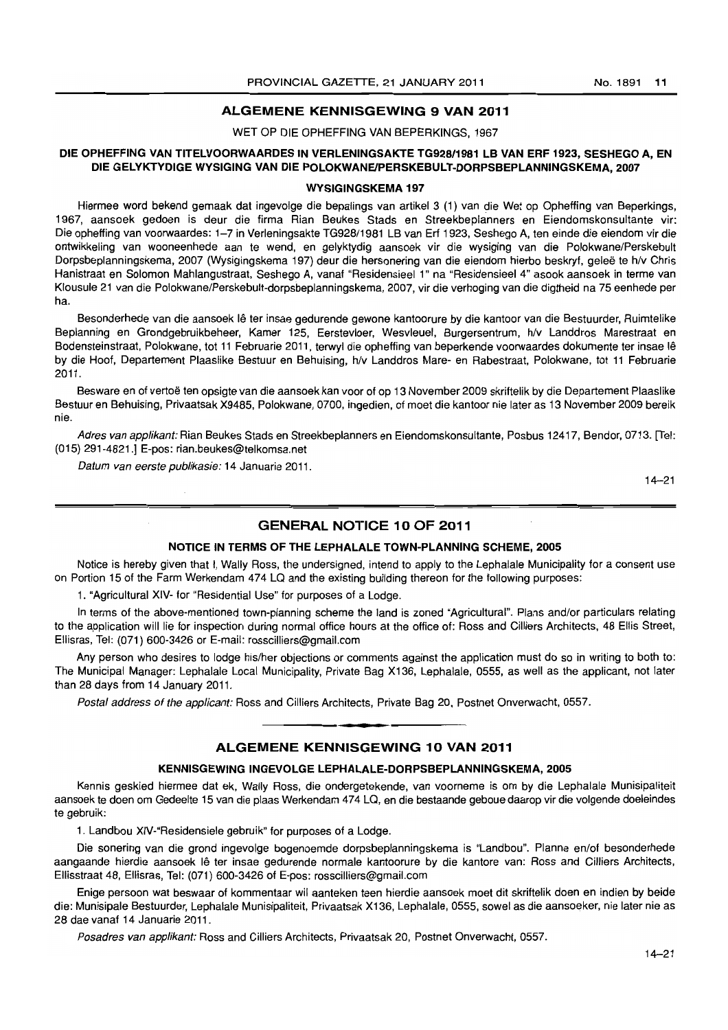## ALGEMENE KENNISGEWING 9 VAN 2011

WET OP DIE OPHEFFING VAN BEPERKINGS, 1967

**DIE OPHEFFING VAN TITELVOORWAARDES IN VERLENINGSAKTE TG928/1981 LB VAN ERF 1923, SESHEGO A, EN DIE GELYKTYDIGE WYSIGING VAN DIE POLOKWANE/PERSKEBULT-DORPSBEPLANNINGSKEMA, 2007**

**WYSIGINGSKEMA 197**

Hiermee word bekend gemaak dat ingevolge die bepalings van artikel 3 (1) van die Wet op Opheffing van Beperkings, 1967, aansoek gedoen is deur die firma Rian Beukes Stads en Streekbeplanners en Eiendomskonsultante vir: Die opheffing van voorwaardes: 1–7 in Verleningsakte TG928/1981 LB van Erf 1923, Seshego A, ten einde die eiendom vir die ontwikkeling van wooneenhede aan te wend, en gelyktydig aansoek vir die wysiging van die Polokwane/Perskebult Dorpsbeplanningskema, 2007 (Wysigingskema 197) deur die hersonering van die eiendom hierbo beskryf, geleë te h/v Chris Hanistraat en Solomon Mahlangustraat, Seshego A, vanaf "Residensieel 1" na "Residensieel 4" asook aansoek in terme van Klousule 21 van die Polokwane/Perskebult-dorpsbeplanningskema, 2007, vir die verhoging van die digtheid na 75 eenhede per ha.

Besonderhede van die aansoek lê ter insae gedurende gewone kantoorure by die kantoor van die Bestuurder, Ruimtelike Beplanning en Grondgebruikbeheer, Kamer 125, Eerstevloer, Wesvleuel, Burgersentrum, h/v Landdros Marestraat en Bodensteinstraat, Polokwane, tot 11 Februarie 2011, terwyl die opheffing van beperkende voorwaardes dokumente ter insae lê by die Hoof, Departement Plaaslike Bestuur en Behuising, h/v Landdros Mare- en Rabestraat, Polokwane, tot 11 Februarie 2011.

Besware en of vertoë ten opsigte van die aansoek kan voor of op 13 November 2009 skriftelik by die Departement Plaaslike Bestuur en Behuising, Privaatsak X9485, Polokwane, 0700, ingedien, of moet die kantoor nie later as 13 November 2009 bereik nie.

*Adres van applikant:* Rian Beukes Stads en Streekbeplanners en Eiendomskonsultante, Posbus 12417, Bendor, 0713. [Tel: (015) 291-4821.] E-pos: rian.beukes@telkomsa.net

*Datum van eerste publikasie:* 14 Januarie 2011.

14–21

## GENERAL NOTICE 10 OF 2011

**NOTICE IN TERMS OF THE LEPHALALE TOWN-PLANNING SCHEME, 2005**

Notice is hereby given that I, Wally Ross, the undersigned, intend to apply to the Lephalale Municipality for a consent use on Portion 15 of the Farm Werkendam 474 LQ and the existing building thereon for the following purposes:

1. "Agricultural XIV- for "Residential Use" for purposes of a Lodge.

In terms of the above-mentioned town-planning scheme the land is zoned "Agricultural". Plans and/or particulars relating to the application will lie for inspection during normal office hours at the office of: Ross and Cilliers Architects, 48 Ellis Street, Ellisras, Tel: (071) 600-3426 or E-mail: rosscilliers@gmail.com

Any person who desires to lodge his/her objections or comments against the application must do so in writing to both to: The Municipal Manager: Lephalale Local Municipality, Private Bag X136, Lephalale, 0555, as well as the applicant, not later than 28 days from 14 January 2011.

*Postal address of the applicant:* Ross and Cilliers Architects, Private Bag 20, Postnet Onverwacht, 0557.

## ALGEMENE KENNISGEWING 10 VAN 2011

**KENNISGEWING INGEVOLGE LEPHALALE-DORPSBEPLANNINGSKEMA, 2005**

Kennis geskied hiermee dat ek, Wally Ross, die ondergetekende, van voorneme is om by die Lephalale Munisipaliteit aansoek te doen om Gedeelte 15 van die plaas Werkendam 474 LQ, en die bestaande geboue daarop vir die volgende doeleindes te gebruik:

1. Landbou XIV-"Residensiele gebruik" for purposes of a Lodge.

Die sonering van die grond ingevolge bogenoemde dorpsbeplanningskema is "Landbou". Planne en/of besonderhede aangaande hierdie aansoek lê ter insae gedurende normale kantoorure by die kantore van: Ross and Cilliers Architects, Ellisstraat 48, Ellisras, Tel: (071) 600-3426 of E-pos: rosscilliers@gmail.com

Enige persoon wat beswaar of kommentaar wil aanteken teen hierdie aansoek moet dit skriftelik doen en indien by beide die: Munisipale Bestuurder, Lephalale Munisipaliteit, Privaatsak X136, Lephalale, 0555, sowel as die aansoeker, nie later nie as 28 dae vanaf 14 Januarie 2011.

*Posadres van applikant:* Ross and Cilliers Architects, Privaatsak 20, Postnet Onverwacht, 0557.

14–21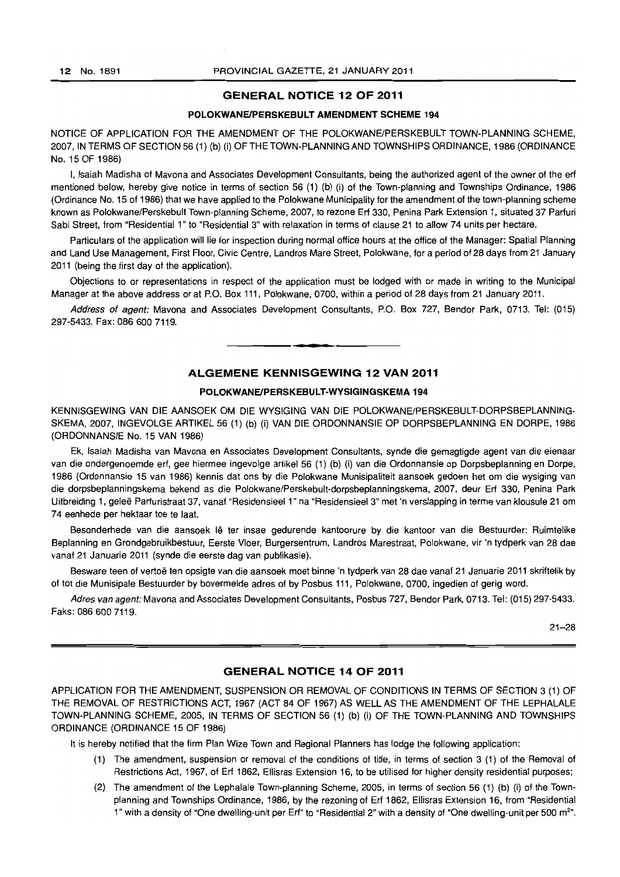## GENERAL NOTICE 12 OF 2011

### POLOKWANE/PERSKEBULT AMENDMENT SCHEME 194

NOTICE OF APPLICATION FOR THE AMENDMENT OF THE POLOKWANE/PERSKEBULT TOWN-PLANNING SCHEME, 2007, IN TERMS OF SECTION 56 (1) (b) (i) OF THE TOWN-PLANNING AND TOWNSHIPS ORDINANCE, 1986 (ORDINANCE No. 15 OF 1986)

I, Isaiah Madisha of Mavona and Associates Development Consultants, being the authorized agent of the owner of the erf mentioned below, hereby give notice in terms of section 56 (1) (b) (i) of the Town-planning and Townships Ordinance, 1986 (Ordinance No. 15 of 1986) that we have applied to the Polokwane Municipality for the amendment of the town-planning scheme known as Polokwane/Perskebult Town-planning Scheme, 2007, to rezone Erf 330, Penina Park Extension 1, situated 37 Parfuri Sabi Street, from "Residential 1" to "Residential 3" with relaxation in terms of clause 21 to allow 74 units per hectare.

Particulars of the application will lie for inspection during normal office hours at the office of the Manager: Spatial Planning and Land Use Management, First Floor, Civic Centre, Landros Mare Street, Polokwane, for a period of 28 days from 21 January 2011 (being the first day of the application).

Objections to or representations in respect of the application must be lodged with or made in writing to the Municipal Manager at the above address or at P.O. Box 111, Polokwane, 0700, within a period of 28 days from 21 January 2011.

*Address of agent:* Mavona and Associates Development Consultants, P.O. Box 727, Bendor Park, 0713. Tel: (015) 297-5433. Fax: 086 600 7119.

---

## ALGEMENE KENNISGEWING 12 VAN 2011

### POLOKWANE/PERSKEBULT-WYSIGINGSKEMA 194

KENNISGEWING VAN DIE AANSOEK OM DIE WYSIGING VAN DIE POLOKWANE/PERSKEBULT-DORPSBEPLANNING-SKEMA, 2007, INGEVOLGE ARTIKEL 56 (1) (b) (i) VAN DIE ORDONNANSIE OP DORPSBEPLANNING EN DORPE, 1986 (ORDONNANSIE No. 15 VAN 1986)

Ek, Isaiah Madisha van Mavona en Associates Development Consultants, synde die gemagtigde agent van die eienaar van die ondergenoemde erf, gee hiermee ingevolge artikel 56 (1) (b) (i) van die Ordonnansie op Dorpsbeplanning en Dorpe, 1986 (Ordonnansie 15 van 1986) kennis dat ons by die Polokwane Munisipaliteit aansoek gedoen het om die wysiging van die dorpsbeplanningskema bekend as die Polokwane/Perskebult-dorpsbeplanningskema, 2007, deur Erf 330, Penina Park Uitbreiding 1, geleë Parfuristraat 37, vanaf "Residensieel 1" na "Residensieel 3" met 'n verslapping in terme van klousule 21 om 74 eenhede per hektaar toe te laat.

Besonderhede van die aansoek lê ter insae gedurende kantoorure by die kantoor van die Bestuurder: Ruimtelike Beplanning en Grondgebruikbestuur, Eerste Vloer, Burgersentrum, Landros Marestraat, Polokwane, vir 'n tydperk van 28 dae vanaf 21 Januarie 2011 (synde die eerste dag van publikasie).

Besware teen of vertoë ten opsigte van die aansoek moet binne 'n tydperk van 28 dae vanaf 21 Januarie 2011 skriftelik by of tot die Munisipale Bestuurder by bovermelde adres of by Posbus 111, Polokwane, 0700, ingedien of gerig word.

*Adres van agent:* Mavona and Associates Development Consultants, Posbus 727, Bendor Park, 0713. Tel: (015) 297-5433. Faks: 086 600 7119.

21–28

---

## GENERAL NOTICE 14 OF 2011

APPLICATION FOR THE AMENDMENT, SUSPENSION OR REMOVAL OF CONDITIONS IN TERMS OF SECTION 3 (1) OF THE REMOVAL OF RESTRICTIONS ACT, 1967 (ACT 84 OF 1967) AS WELL AS THE AMENDMENT OF THE LEPHALALE TOWN-PLANNING SCHEME, 2005, IN TERMS OF SECTION 56 (1) (b) (i) OF THE TOWN-PLANNING AND TOWNSHIPS ORDINANCE (ORDINANCE 15 OF 1986)

It is hereby notified that the firm Plan Wize Town and Regional Planners has lodge the following application:

(1) The amendment, suspension or removal of the conditions of title, in terms of section 3 (1) of the Removal of Restrictions Act, 1967, of Erf 1862, Ellisras Extension 16, to be utilised for higher density residential purposes;

(2) The amendment of the Lephalale Town-planning Scheme, 2005, in terms of section 56 (1) (b) (i) of the Town-planning and Townships Ordinance, 1986, by the rezoning of Erf 1862, Ellisras Extension 16, from "Residential 1" with a density of "One dwelling-unit per Erf" to "Residential 2" with a density of "One dwelling-unit per 500 m$^2$".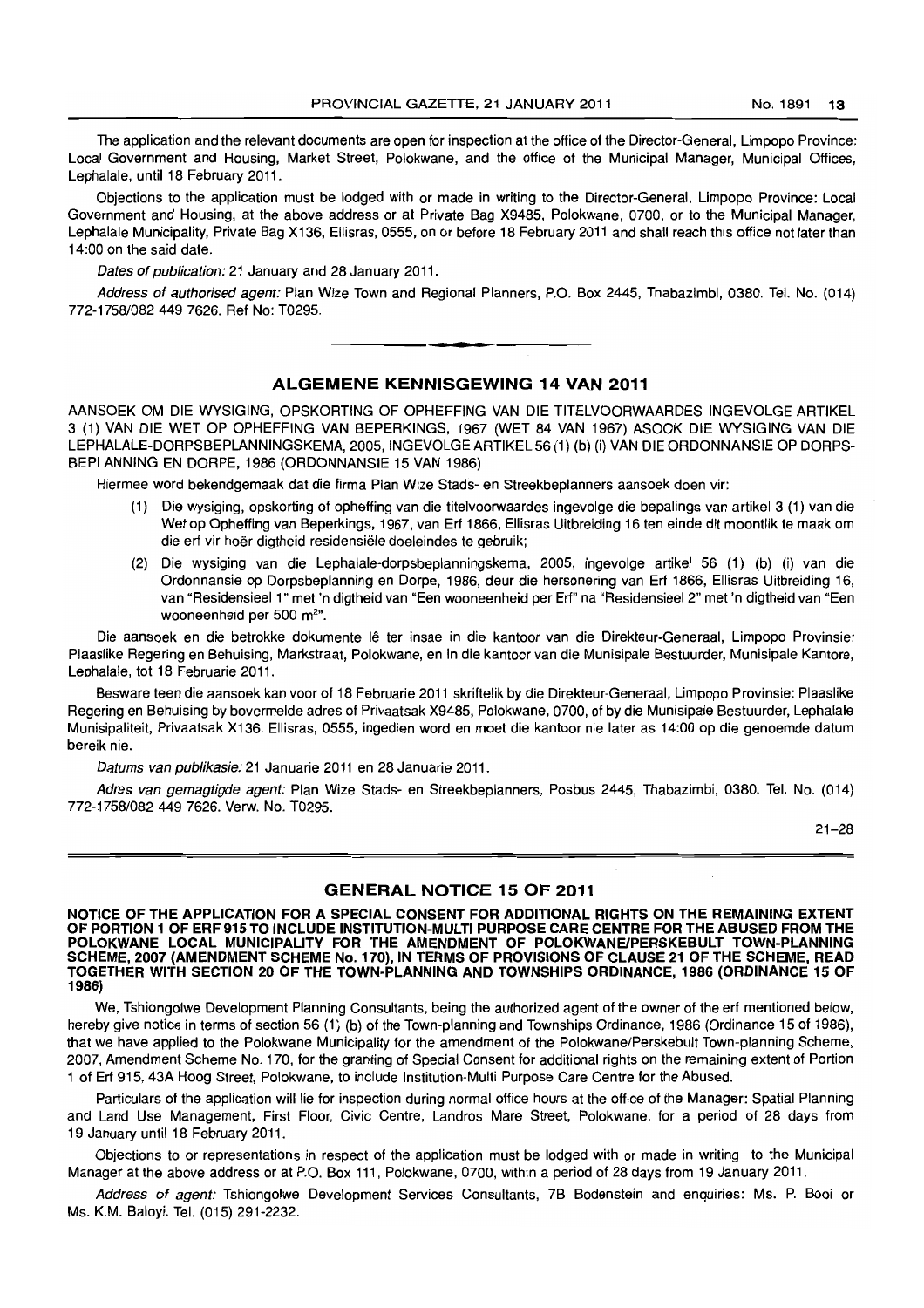The application and the relevant documents are open for inspection at the office of the Director-General, Limpopo Province: Local Government and Housing, Market Street, Polokwane, and the office of the Municipal Manager, Municipal Offices, Lephalale, until 18 February 2011.

Objections to the application must be lodged with or made in writing to the Director-General, Limpopo Province: Local Government and Housing, at the above address or at Private Bag X9485, Polokwane, 0700, or to the Municipal Manager, Lephalale Municipality, Private Bag X136, Ellisras, 0555, on or before 18 February 2011 and shall reach this office not later than 14:00 on the said date.

*Dates of publication:* 21 January and 28 January 2011.

*Address of authorised agent:* Plan Wize Town and Regional Planners, P.O. Box 2445, Thabazimbi, 0380. Tel. No. (014) 772-1758/082 449 7626. Ref No: T0295.

---

## ALGEMENE KENNISGEWING 14 VAN 2011

AANSOEK OM DIE WYSIGING, OPSKORTING OF OPHEFFING VAN DIE TITELVOORWAARDES INGEVOLGE ARTIKEL 3 (1) VAN DIE WET OP OPHEFFING VAN BEPERKINGS, 1967 (WET 84 VAN 1967) ASOOK DIE WYSIGING VAN DIE LEPHALALE-DORPSBEPLANNINGSKEMA, 2005, INGEVOLGE ARTIKEL 56 (1) (b) (i) VAN DIE ORDONNANSIE OP DORPSBEPLANNING EN DORPE, 1986 (ORDONNANSIE 15 VAN 1986)

Hiermee word bekendgemaak dat die firma Plan Wize Stads- en Streekbeplanners aansoek doen vir:

(1) Die wysiging, opskorting of opheffing van die titelvoorwaardes ingevolge die bepalings van artikel 3 (1) van die Wet op Opheffing van Beperkings, 1967, van Erf 1866, Ellisras Uitbreiding 16 ten einde dit moontlik te maak om die erf vir hoër digtheid residensiële doeleindes te gebruik;

(2) Die wysiging van die Lephalale-dorpsbeplanningskema, 2005, ingevolge artikel 56 (1) (b) (i) van die Ordonnansie op Dorpsbeplanning en Dorpe, 1986, deur die hersonering van Erf 1866, Ellisras Uitbreiding 16, van "Residensieel 1" met 'n digtheid van "Een wooneenheid per Erf" na "Residensieel 2" met 'n digtheid van "Een wooneenheid per 500 m²".

Die aansoek en die betrokke dokumente lê ter insae in die kantoor van die Direkteur-Generaal, Limpopo Provinsie: Plaaslike Regering en Behuising, Markstraat, Polokwane, en in die kantoor van die Munisipale Bestuurder, Munisipale Kantore, Lephalale, tot 18 Februarie 2011.

Besware teen die aansoek kan voor of 18 Februarie 2011 skriftelik by die Direkteur-Generaal, Limpopo Provinsie: Plaaslike Regering en Behuising by bovermelde adres of Privaatsak X9485, Polokwane, 0700, of by die Munisipale Bestuurder, Lephalale Munisipaliteit, Privaatsak X136, Ellisras, 0555, ingedien word en moet die kantoor nie later as 14:00 op die genoemde datum bereik nie.

*Datums van publikasie:* 21 Januarie 2011 en 28 Januarie 2011.

*Adres van gemagtigde agent:* Plan Wize Stads- en Streekbeplanners, Posbus 2445, Thabazimbi, 0380. Tel. No. (014) 772-1758/082 449 7626. Verw. No. T0295.

21–28

---

## GENERAL NOTICE 15 OF 2011

**NOTICE OF THE APPLICATION FOR A SPECIAL CONSENT FOR ADDITIONAL RIGHTS ON THE REMAINING EXTENT OF PORTION 1 OF ERF 915 TO INCLUDE INSTITUTION-MULTI PURPOSE CARE CENTRE FOR THE ABUSED FROM THE POLOKWANE LOCAL MUNICIPALITY FOR THE AMENDMENT OF POLOKWANE/PERSKEBULT TOWN-PLANNING SCHEME, 2007 (AMENDMENT SCHEME No. 170), IN TERMS OF PROVISIONS OF CLAUSE 21 OF THE SCHEME, READ TOGETHER WITH SECTION 20 OF THE TOWN-PLANNING AND TOWNSHIPS ORDINANCE, 1986 (ORDINANCE 15 OF 1986)**

We, Tshiongolwe Development Planning Consultants, being the authorized agent of the owner of the erf mentioned below, hereby give notice in terms of section 56 (1) (b) of the Town-planning and Townships Ordinance, 1986 (Ordinance 15 of 1986), that we have applied to the Polokwane Municipality for the amendment of the Polokwane/Perskebult Town-planning Scheme, 2007, Amendment Scheme No. 170, for the granting of Special Consent for additional rights for the remaining extent of Portion 1 of Erf 915, 43A Hoog Street, Polokwane, to include Institution-Multi Purpose Care Centre for the Abused.

Particulars of the application will lie for inspection during normal office hours at the office of the Manager: Spatial Planning and Land Use Management, First Floor, Civic Centre, Landros Mare Street, Polokwane, for a period of 28 days from 19 January until 18 February 2011.

Objections to or representations in respect of the application must be lodged with or made in writing to the Municipal Manager at the above address or at P.O. Box 111, Polokwane, 0700, within a period of 28 days from 19 January 2011.

*Address of agent:* Tshiongolwe Development Services Consultants, 7B Bodenstein and enquiries: Ms. P. Booi or Ms. K.M. Baloyi. Tel. (015) 291-2232.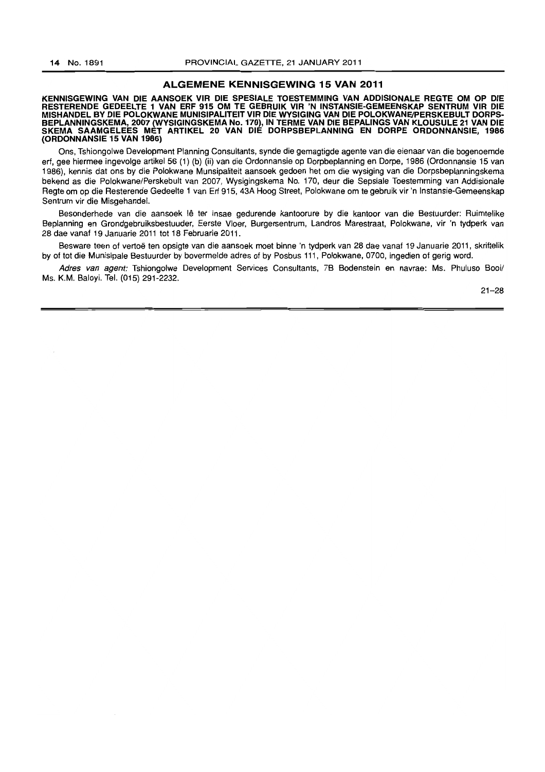## ALGEMENE KENNISGEWING 15 VAN 2011

**KENNISGEWING VAN DIE AANSOEK VIR DIE SPESIALE TOESTEMMING VAN ADDISIONALE REGTE OM OP DIE RESTERENDE GEDEELTE 1 VAN ERF 915 OM TE GEBRUIK VIR 'N INSTANSIE-GEMEENSKAP SENTRUM VIR DIE MISHANDEL BY DIE POLOKWANE MUNISIPALITEIT VIR DIE WYSIGING VAN DIE POLOKWANE/PERSKEBULT DORPSBEPLANNINGSKEMA, 2007 (WYSIGINGSKEMA No. 170), IN TERME VAN DIE BEPALINGS VAN KLOUSULE 21 VAN DIE SKEMA SAAMGELEES MET ARTIKEL 20 VAN DIE DORPSBEPLANNING EN DORPE ORDONNANSIE, 1986 (ORDONNANSIE 15 VAN 1986)**

Ons, Tshiongolwe Development Planning Consultants, synde die gemagtigde agente van die eienaar van die bogenoemde erf, gee hiermee ingevolge artikel 56 (1) (b) (ii) van die Ordonnansie op Dorpbeplanning en Dorpe, 1986 (Ordonnansie 15 van 1986), kennis dat ons by die Polokwane Munsipaliteit aansoek gedoen het om die wysiging van die Dorpsbeplanningskema bekend as die Polokwane/Perskebult van 2007, Wysigingskema No. 170, deur die Sepsiale Toestemming van Addisionale Regte om op die Resterende Gedeelte 1 van Erf 915, 43A Hoog Street, Polokwane om te gebruik vir 'n Instansie-Gemeenskap Sentrum vir die Misgehandel.

Besonderhede van die aansoek lê ter insae gedurende kantoorure by die kantoor van die Bestuurder: Ruimtelike Beplanning en Grondgebruiksbestuuder, Eerste Vloer, Burgersentrum, Landros Marestraat, Polokwane, vir 'n tydperk van 28 dae vanaf 19 Januarie 2011 tot 18 Februarie 2011.

Besware teen of vertoë ten opsigte van die aansoek moet binne 'n tydperk van 28 dae vanaf 19 Januarie 2011, skriftelik by of tot die Munisipale Bestuurder by bovermelde adres of by Posbus 111, Polokwane, 0700, ingedien of gerig word.

*Adres van agent:* Tshiongolwe Development Services Consultants, 7B Bodenstein en navrae: Ms. Phuluso Booi/ Ms. K.M. Baloyi. Tel. (015) 291-2232.

21–28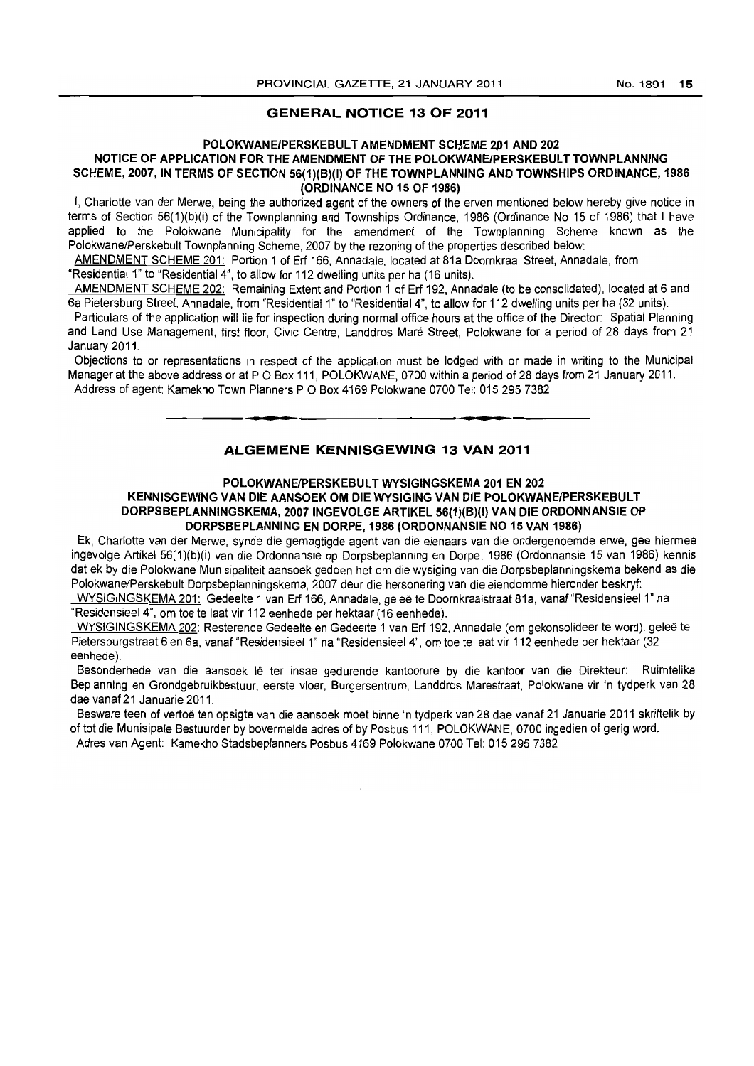## GENERAL NOTICE 13 OF 2011

### POLOKWANE/PERSKEBULT AMENDMENT SCHEME 201 AND 202

### NOTICE OF APPLICATION FOR THE AMENDMENT OF THE POLOKWANE/PERSKEBULT TOWNPLANNING SCHEME, 2007, IN TERMS OF SECTION 56(1)(B)(I) OF THE TOWNPLANNING AND TOWNSHIPS ORDINANCE, 1986 (ORDINANCE NO 15 OF 1986)

I, Charlotte van der Merwe, being the authorized agent of the owners of the erven mentioned below hereby give notice in terms of Section 56(1)(b)(i) of the Townplanning and Townships Ordinance, 1986 (Ordinance No 15 of 1986) that I have applied to the Polokwane Municipality for the amendment of the Townplanning Scheme known as the Polokwane/Perskebult Townplanning Scheme, 2007 by the rezoning of the properties described below:

AMENDMENT SCHEME 201: Portion 1 of Erf 166, Annadale, located at 81a Doornkraal Street, Annadale, from "Residential 1" to "Residential 4", to allow for 112 dwelling units per ha (16 units).

AMENDMENT SCHEME 202: Remaining Extent and Portion 1 of Erf 192, Annadale (to be consolidated), located at 6 and 6a Pietersburg Street, Annadale, from "Residential 1" to "Residential 4", to allow for 112 dwelling units per ha (32 units).

Particulars of the application will lie for inspection during normal office hours at the office of the Director: Spatial Planning and Land Use Management, first floor, Civic Centre, Landdros Maré Street, Polokwane for a period of 28 days from 21 January 2011.

Objections to or representations in respect of the application must be lodged with or made in writing to the Municipal Manager at the above address or at P O Box 111, POLOKWANE, 0700 within a period of 28 days from 21 January 2011.

Address of agent: Kamekho Town Planners P O Box 4169 Polokwane 0700 Tel: 015 295 7382

---

## ALGEMENE KENNISGEWING 13 VAN 2011

### POLOKWANE/PERSKEBULT WYSIGINGSKEMA 201 EN 202

### KENNISGEWING VAN DIE AANSOEK OM DIE WYSIGING VAN DIE POLOKWANE/PERSKEBULT DORPSBEPLANNINGSKEMA, 2007 INGEVOLGE ARTIKEL 56(1)(B)(I) VAN DIE ORDONNANSIE OP DORPSBEPLANNING EN DORPE, 1986 (ORDONNANSIE NO 15 VAN 1986)

Ek, Charlotte van der Merwe, synde die gemagtigde agent van die eienaars van die ondergenoemde erwe, gee hiermee ingevolge Artikel 56(1)(b)(i) van die Ordonnansie op Dorpsbeplanning en Dorpe, 1986 (Ordonnansie 15 van 1986) kennis dat ek by die Polokwane Munisipaliteit aansoek gedoen het om die wysiging van die Dorpsbeplanningskema bekend as die Polokwane/Perskebult Dorpsbeplanningskema, 2007 deur die hersonering van die eiendomme hieronder beskryf:

WYSIGINGSKEMA 201: Gedeelte 1 van Erf 166, Annadale, geleë te Doornkraalstraat 81a, vanaf "Residensieel 1" na "Residensieel 4", om toe te laat vir 112 eenhede per hektaar (16 eenhede).

WYSIGINGSKEMA 202: Resterende Gedeelte en Gedeelte 1 van Erf 192, Annadale (om gekonsolideer te word), geleë te Pietersburgstraat 6 en 6a, vanaf "Residensieel 1" na "Residensieel 4", om toe te laat vir 112 eenhede per hektaar (32 eenhede).

Besonderhede van die aansoek lê ter insae gedurende kantoorure by die kantoor van die Direkteur: Ruimtelike Beplanning en Grondgebruikbestuur, eerste vloer, Burgersentrum, Landdros Marestraat, Polokwane vir 'n tydperk van 28 dae vanaf 21 Januarie 2011.

Besware teen of vertoë ten opsigte van die aansoek moet binne 'n tydperk van 28 dae vanaf 21 Januarie 2011 skriftelik by of tot die Munisipale Bestuurder by bovermelde adres of by Posbus 111, POLOKWANE, 0700 ingedien of gerig word.

Adres van Agent: Kamekho Stadsbeplanners Posbus 4169 Polokwane 0700 Tel: 015 295 7382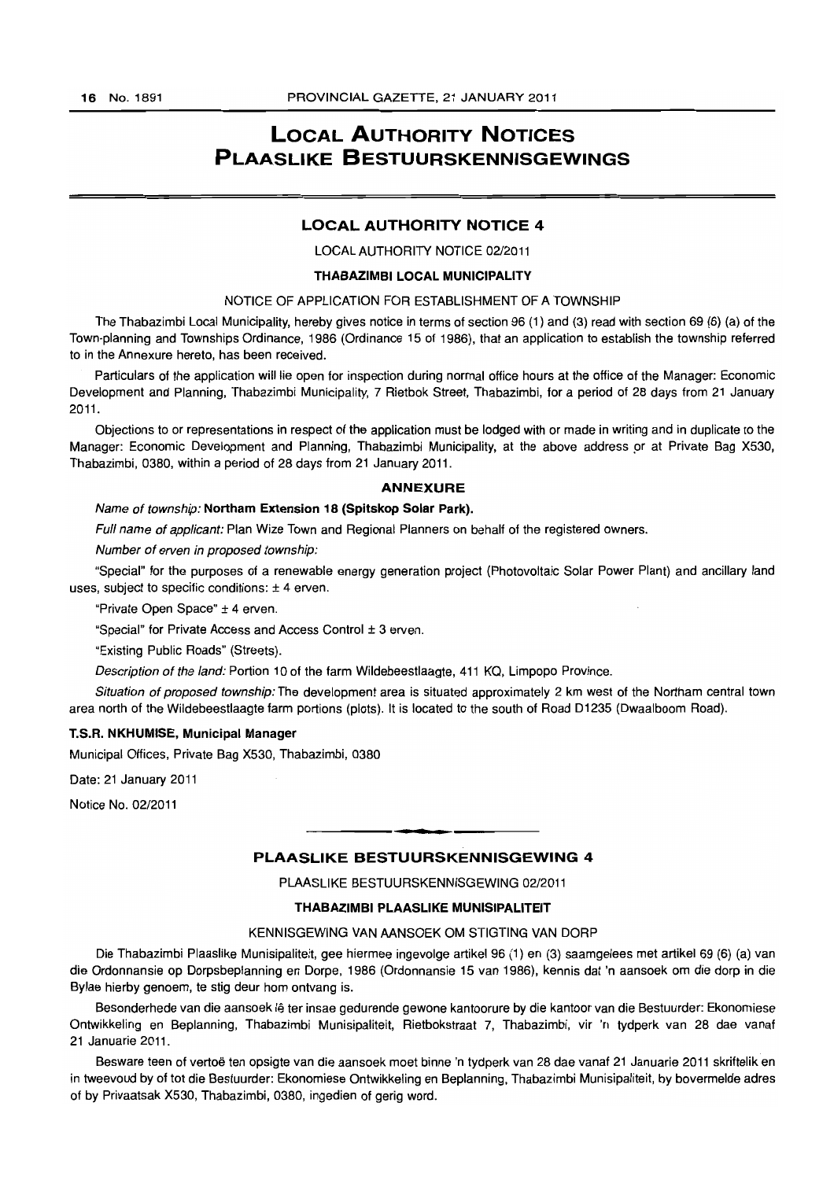# LOCAL AUTHORITY NOTICES
# PLAASLIKE BESTUURSKENNISGEWINGS

## LOCAL AUTHORITY NOTICE 4

LOCAL AUTHORITY NOTICE 02/2011

**THABAZIMBI LOCAL MUNICIPALITY**

NOTICE OF APPLICATION FOR ESTABLISHMENT OF A TOWNSHIP

The Thabazimbi Local Municipality, hereby gives notice in terms of section 96 (1) and (3) read with section 69 (6) (a) of the Town-planning and Townships Ordinance, 1986 (Ordinance 15 of 1986), that an application to establish the township referred to in the Annexure hereto, has been received.

Particulars of the application will lie open for inspection during normal office hours at the office of the Manager: Economic Development and Planning, Thabazimbi Municipality, 7 Rietbok Street, Thabazimbi, for a period of 28 days from 21 January 2011.

Objections to or representations in respect of the application must be lodged with or made in writing and in duplicate to the Manager: Economic Development and Planning, Thabazimbi Municipality, at the above address or at Private Bag X530, Thabazimbi, 0380, within a period of 28 days from 21 January 2011.

### ANNEXURE

*Name of township:* **Northam Extension 18 (Spitskop Solar Park).**

*Full name of applicant:* Plan Wize Town and Regional Planners on behalf of the registered owners.

*Number of erven in proposed township:*

"Special" for the purposes of a renewable energy generation project (Photovoltaic Solar Power Plant) and ancillary land uses, subject to specific conditions: ± 4 erven.

"Private Open Space" ± 4 erven.

"Special" for Private Access and Access Control ± 3 erven.

"Existing Public Roads" (Streets).

*Description of the land:* Portion 10 of the farm Wildebeestlaagte, 411 KQ, Limpopo Province.

*Situation of proposed township:* The development area is situated approximately 2 km west of the Northam central town area north of the Wildebeestlaagte farm portions (plots). It is located to the south of Road D1235 (Dwaalboom Road).

**T.S.R. NKHUMISE, Municipal Manager**

Municipal Offices, Private Bag X530, Thabazimbi, 0380

Date: 21 January 2011

Notice No. 02/2011

---

## PLAASLIKE BESTUURSKENNISGEWING 4

PLAASLIKE BESTUURSKENNISGEWING 02/2011

**THABAZIMBI PLAASLIKE MUNISIPALITEIT**

KENNISGEWING VAN AANSOEK OM STIGTING VAN DORP

Die Thabazimbi Plaaslike Munisipaliteit, gee hiermee ingevolge artikel 96 (1) en (3) saamgelees met artikel 69 (6) (a) van die Ordonnansie op Dorpsbeplanning en Dorpe, 1986 (Ordonnansie 15 van 1986), kennis dat 'n aansoek om die dorp in die Bylae hierby genoem, te stig deur hom ontvang is.

Besonderhede van die aansoek lê ter insae gedurende gewone kantoorure by die kantoor van die Bestuurder: Ekonomiese Ontwikkeling en Beplanning, Thabazimbi Munisipaliteit, Rietbokstraat 7, Thabazimbi, vir 'n tydperk van 28 dae vanaf 21 Januarie 2011.

Besware teen of vertoë ten opsigte van die aansoek moet binne 'n tydperk van 28 dae vanaf 21 Januarie 2011 skriftelik en in tweevoud by of tot die Bestuurder: Ekonomiese Ontwikkeling en Beplanning, Thabazimbi Munisipaliteit, by bovermelde adres of by Privaatsak X530, Thabazimbi, 0380, ingedien of gerig word.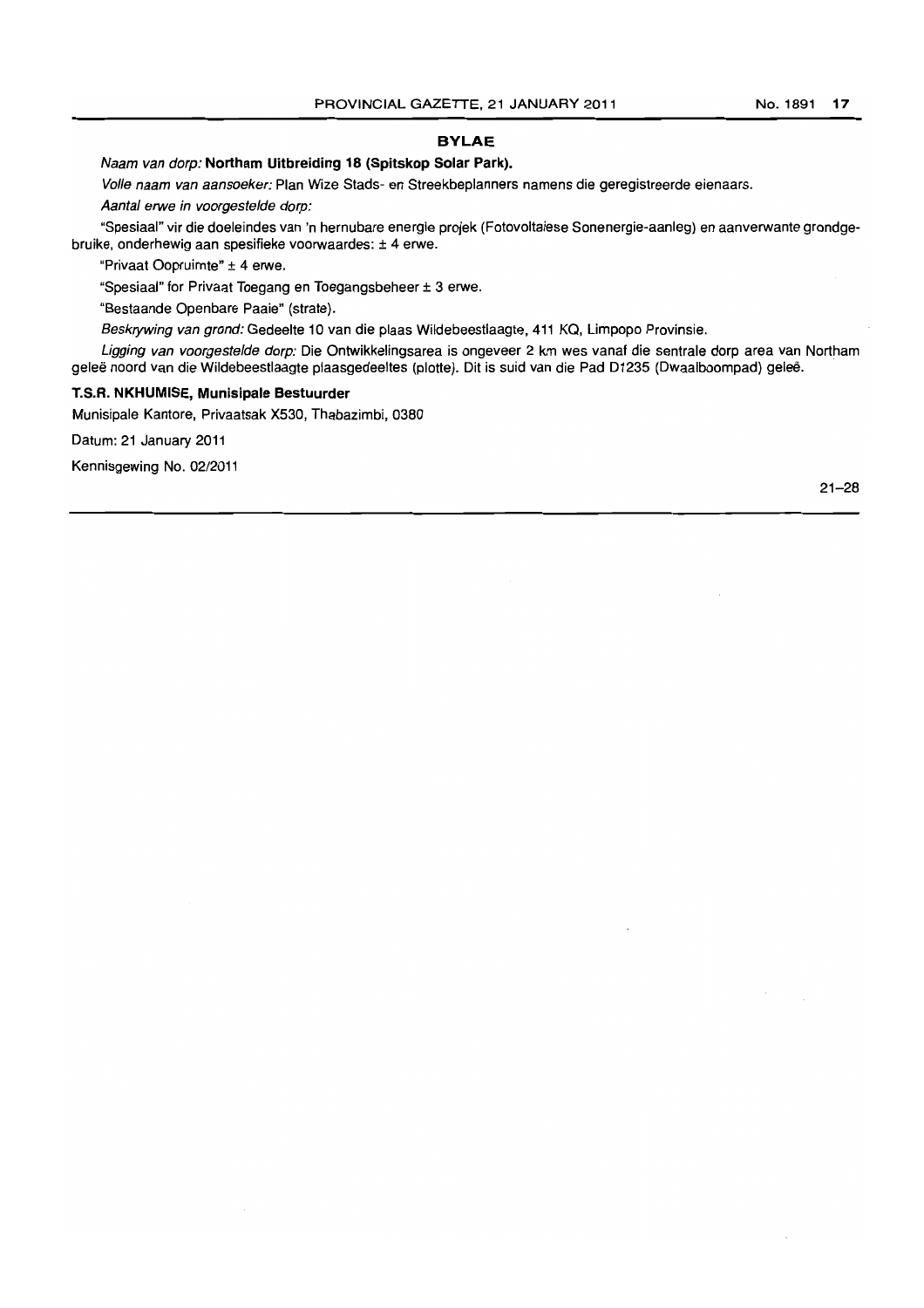## BYLAE

*Naam van dorp:* **Northam Uitbreiding 18 (Spitskop Solar Park).**

*Volle naam van aansoeker:* Plan Wize Stads- en Streekbeplanners namens die geregistreerde eienaars.

*Aantal erwe in voorgestelde dorp:*

"Spesiaal" vir die doeleindes van 'n hernubare energie projek (Fotovoltaiese Sonenergie-aanleg) en aanverwante grondgebruike, onderhewig aan spesifieke voorwaardes: ± 4 erwe.

"Privaat Oopruimte" ± 4 erwe.

"Spesiaal" for Privaat Toegang en Toegangsbeheer ± 3 erwe.

"Bestaande Openbare Paaie" (strate).

*Beskrywing van grond:* Gedeelte 10 van die plaas Wildebeestlaagte, 411 KQ, Limpopo Provinsie.

*Ligging van voorgestelde dorp:* Die Ontwikkelingsarea is ongeveer 2 km wes vanaf die sentrale dorp area van Northam geleë noord van die Wildebeestlaagte plaasgedeeltes (plotte). Dit is suid van die Pad D1235 (Dwaalboompad) geleë.

**T.S.R. NKHUMISE, Munisipale Bestuurder**

Munisipale Kantore, Privaatsak X530, Thabazimbi, 0380

Datum: 21 January 2011

Kennisgewing No. 02/2011

21–28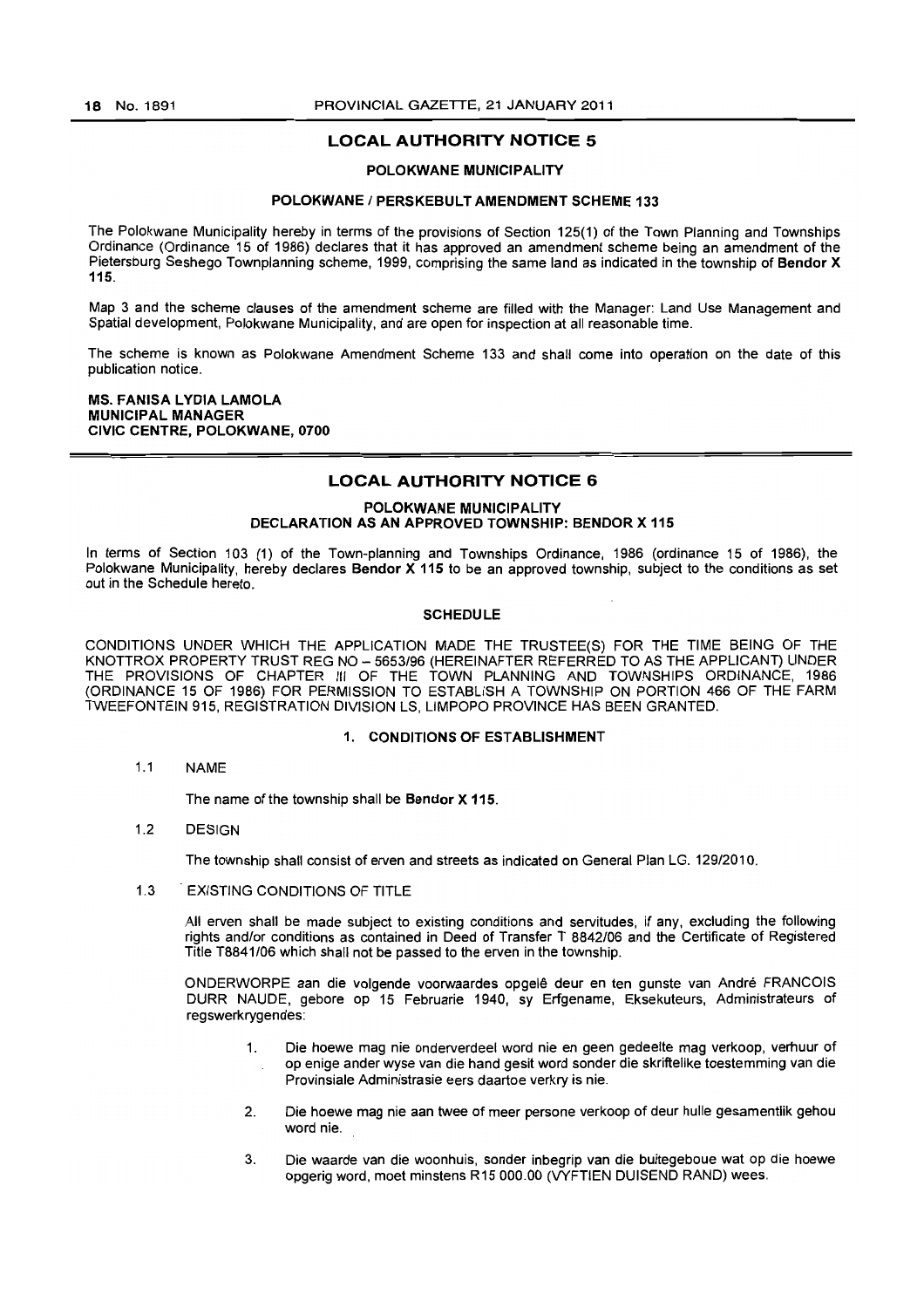## LOCAL AUTHORITY NOTICE 5

### POLOKWANE MUNICIPALITY

### POLOKWANE / PERSKEBULT AMENDMENT SCHEME 133

The Polokwane Municipality hereby in terms of the provisions of Section 125(1) of the Town Planning and Townships Ordinance (Ordinance 15 of 1986) declares that it has approved an amendment scheme being an amendment of the Pietersburg Seshego Townplanning scheme, 1999, comprising the same land as indicated in the township of **Bendor X 115**.

Map 3 and the scheme clauses of the amendment scheme are filled with the Manager: Land Use Management and Spatial development, Polokwane Municipality, and are open for inspection at all reasonable time.

The scheme is known as Polokwane Amendment Scheme 133 and shall come into operation on the date of this publication notice.

**MS. FANISA LYDIA LAMOLA**
**MUNICIPAL MANAGER**
**CIVIC CENTRE, POLOKWANE, 0700**

## LOCAL AUTHORITY NOTICE 6

### POLOKWANE MUNICIPALITY
### DECLARATION AS AN APPROVED TOWNSHIP: BENDOR X 115

In terms of Section 103 (1) of the Town-planning and Townships Ordinance, 1986 (ordinance 15 of 1986), the Polokwane Municipality, hereby declares **Bendor X 115** to be an approved township, subject to the conditions as set out in the Schedule hereto.

### SCHEDULE

CONDITIONS UNDER WHICH THE APPLICATION MADE THE TRUSTEE(S) FOR THE TIME BEING OF THE KNOTTROX PROPERTY TRUST REG NO – 5653/96 (HEREINAFTER REFERRED TO AS THE APPLICANT) UNDER THE PROVISIONS OF CHAPTER III OF THE TOWN PLANNING AND TOWNSHIPS ORDINANCE, 1986 (ORDINANCE 15 OF 1986) FOR PERMISSION TO ESTABLISH A TOWNSHIP ON PORTION 466 OF THE FARM TWEEFONTEIN 915, REGISTRATION DIVISION LS, LIMPOPO PROVINCE HAS BEEN GRANTED.

#### 1. CONDITIONS OF ESTABLISHMENT

1.1 NAME

The name of the township shall be **Bendor X 115**.

1.2 DESIGN

The township shall consist of erven and streets as indicated on General Plan LG. 129/2010.

1.3 EXISTING CONDITIONS OF TITLE

All erven shall be made subject to existing conditions and servitudes, if any, excluding the following rights and/or conditions as contained in Deed of Transfer T 8842/06 and the Certificate of Registered Title T8841/06 which shall not be passed to the erven in the township.

ONDERWORPE aan die volgende voorwaardes opgelê deur en ten gunste van André FRANCOIS DURR NAUDE, gebore op 15 Februarie 1940, sy Erfgename, Eksekuteurs, Administrateurs of regswerkrygendes:

1. Die hoewe mag nie onderverdeel word nie en geen gedeelte mag verkoop, verhuur of op enige ander wyse van die hand gesit word sonder die skriftelike toestemming van die Provinsiale Administrasie eers daartoe verkry is nie.
2. Die hoewe mag nie aan twee of meer persone verkoop of deur hulle gesamentlik gehou word nie.
3. Die waarde van die woonhuis, sonder inbegrip van die buitegeboue wat op die hoewe opgerig word, moet minstens R15 000.00 (VYFTIEN DUISEND RAND) wees.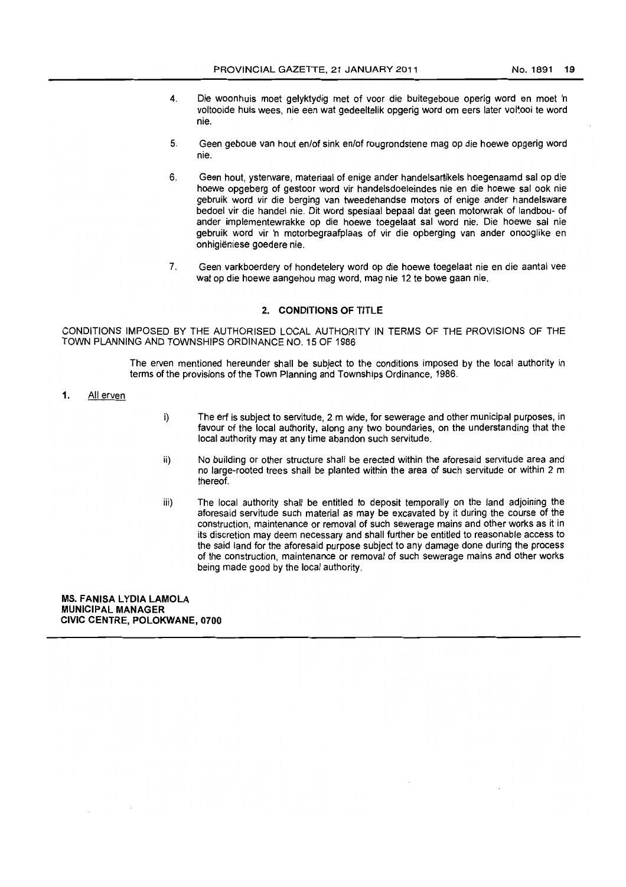4. Die woonhuis moet gelyktydig met of voor die buitegeboue operig word en moet 'n voltooide huis wees, nie een wat gedeeltelik opgerig word om eers later voltooi te word nie.

5. Geen geboue van hout en/of sink en/of rougrondstene mag op die hoewe opgerig word nie.

6. Geen hout, ysterware, materiaal of enige ander handelsartikels hoegenaamd sal op die hoewe opgeberg of gestoor word vir handelsdoeleindes nie en die hoewe sal ook nie gebruik word vir die berging van tweedehandse motors of enige ander handelsware bedoel vir die handel nie. Dit word spesiaal bepaal dat geen motorwrak of landbou- of ander implementewrakke op die hoewe toegelaat sal word nie. Die hoewe sal nie gebruik word vir 'n motorbegraafplaas of vir die opberging van ander onooglike en onhigiëniese goedere nie.

7. Geen varkboerdery of hondetelery word op die hoewe toegelaat nie en die aantal vee wat op die hoewe aangehou mag word, mag nie 12 te bowe gaan nie.

## 2. CONDITIONS OF TITLE

CONDITIONS IMPOSED BY THE AUTHORISED LOCAL AUTHORITY IN TERMS OF THE PROVISIONS OF THE TOWN PLANNING AND TOWNSHIPS ORDINANCE NO. 15 OF 1986

The erven mentioned hereunder shall be subject to the conditions imposed by the local authority in terms of the provisions of the Town Planning and Townships Ordinance, 1986.

**1.** All erven

i) The erf is subject to servitude, 2 m wide, for sewerage and other municipal purposes, in favour of the local authority, along any two boundaries, on the understanding that the local authority may at any time abandon such servitude.

ii) No building or other structure shall be erected within the aforesaid servitude area and no large-rooted trees shall be planted within the area of such servitude or within 2 m thereof.

iii) The local authority shall be entitled to deposit temporally on the land adjoining the aforesaid servitude such material as may be excavated by it during the course of the construction, maintenance or removal of such sewerage mains and other works as it in its discretion may deem necessary and shall further be entitled to reasonable access to the said land for the aforesaid purpose subject to any damage done during the process of the construction, maintenance or removal of such sewerage mains and other works being made good by the local authority.

**MS. FANISA LYDIA LAMOLA**
**MUNICIPAL MANAGER**
**CIVIC CENTRE, POLOKWANE, 0700**